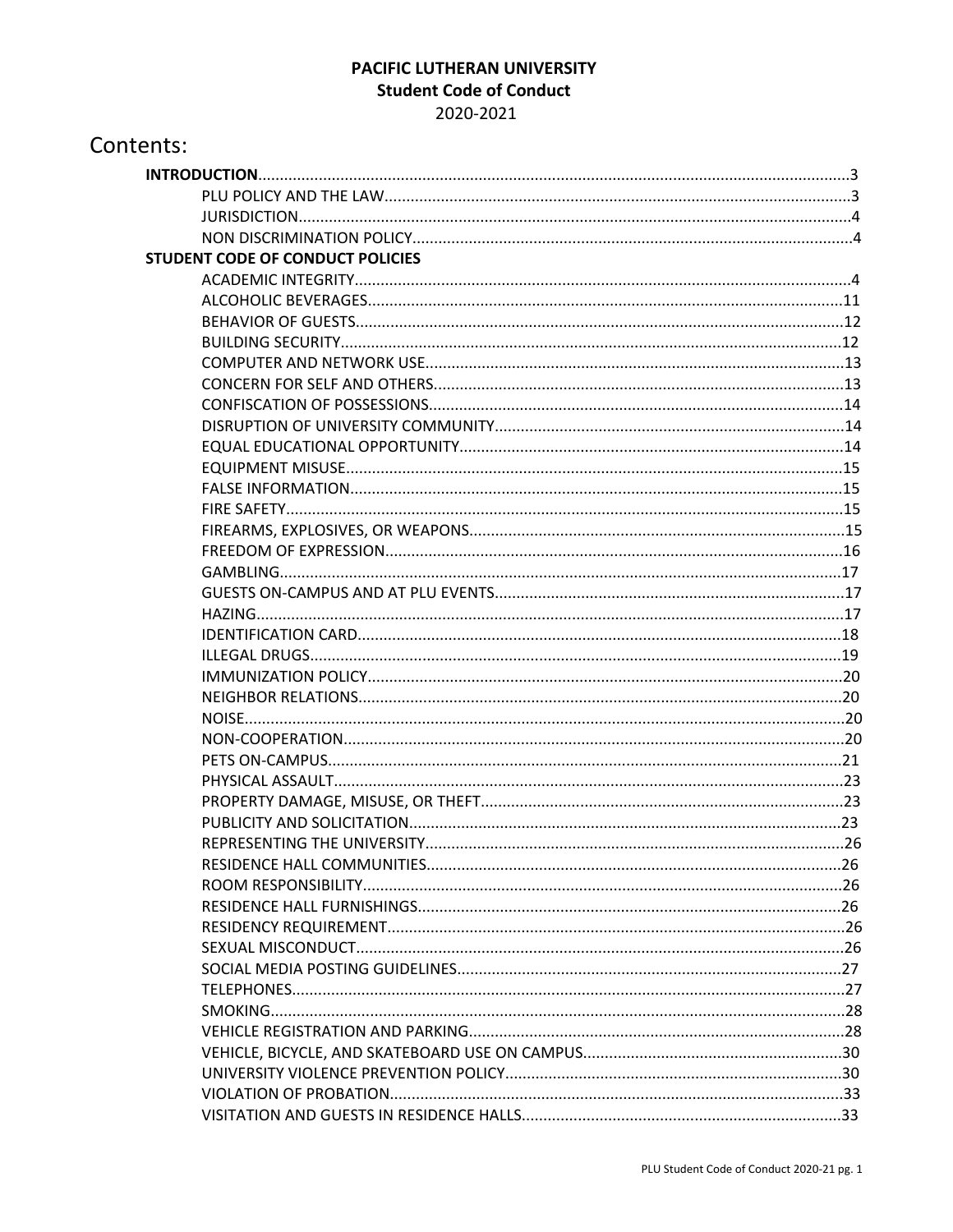# PACIFIC LUTHERAN UNIVERSITY
## Student Code of Conduct
2020-2021

## Contents:

**INTRODUCTION**........................................................3
- PLU POLICY AND THE LAW........................................................3
- JURISDICTION........................................................4
- NON DISCRIMINATION POLICY........................................................4

**STUDENT CODE OF CONDUCT POLICIES**
- ACADEMIC INTEGRITY........................................................4
- ALCOHOLIC BEVERAGES........................................................11
- BEHAVIOR OF GUESTS........................................................12
- BUILDING SECURITY........................................................12
- COMPUTER AND NETWORK USE........................................................13
- CONCERN FOR SELF AND OTHERS........................................................13
- CONFISCATION OF POSSESSIONS........................................................14
- DISRUPTION OF UNIVERSITY COMMUNITY........................................................14
- EQUAL EDUCATIONAL OPPORTUNITY........................................................14
- EQUIPMENT MISUSE........................................................15
- FALSE INFORMATION........................................................15
- FIRE SAFETY........................................................15
- FIREARMS, EXPLOSIVES, OR WEAPONS........................................................15
- FREEDOM OF EXPRESSION........................................................16
- GAMBLING........................................................17
- GUESTS ON-CAMPUS AND AT PLU EVENTS........................................................17
- HAZING........................................................17
- IDENTIFICATION CARD........................................................18
- ILLEGAL DRUGS........................................................19
- IMMUNIZATION POLICY........................................................20
- NEIGHBOR RELATIONS........................................................20
- NOISE........................................................20
- NON-COOPERATION........................................................20
- PETS ON-CAMPUS........................................................21
- PHYSICAL ASSAULT........................................................23
- PROPERTY DAMAGE, MISUSE, OR THEFT........................................................23
- PUBLICITY AND SOLICITATION........................................................23
- REPRESENTING THE UNIVERSITY........................................................26
- RESIDENCE HALL COMMUNITIES........................................................26
- ROOM RESPONSIBILITY........................................................26
- RESIDENCE HALL FURNISHINGS........................................................26
- RESIDENCY REQUIREMENT........................................................26
- SEXUAL MISCONDUCT........................................................26
- SOCIAL MEDIA POSTING GUIDELINES........................................................27
- TELEPHONES........................................................27
- SMOKING........................................................28
- VEHICLE REGISTRATION AND PARKING........................................................28
- VEHICLE, BICYCLE, AND SKATEBOARD USE ON CAMPUS........................................................30
- UNIVERSITY VIOLENCE PREVENTION POLICY........................................................30
- VIOLATION OF PROBATION........................................................33
- VISITATION AND GUESTS IN RESIDENCE HALLS........................................................33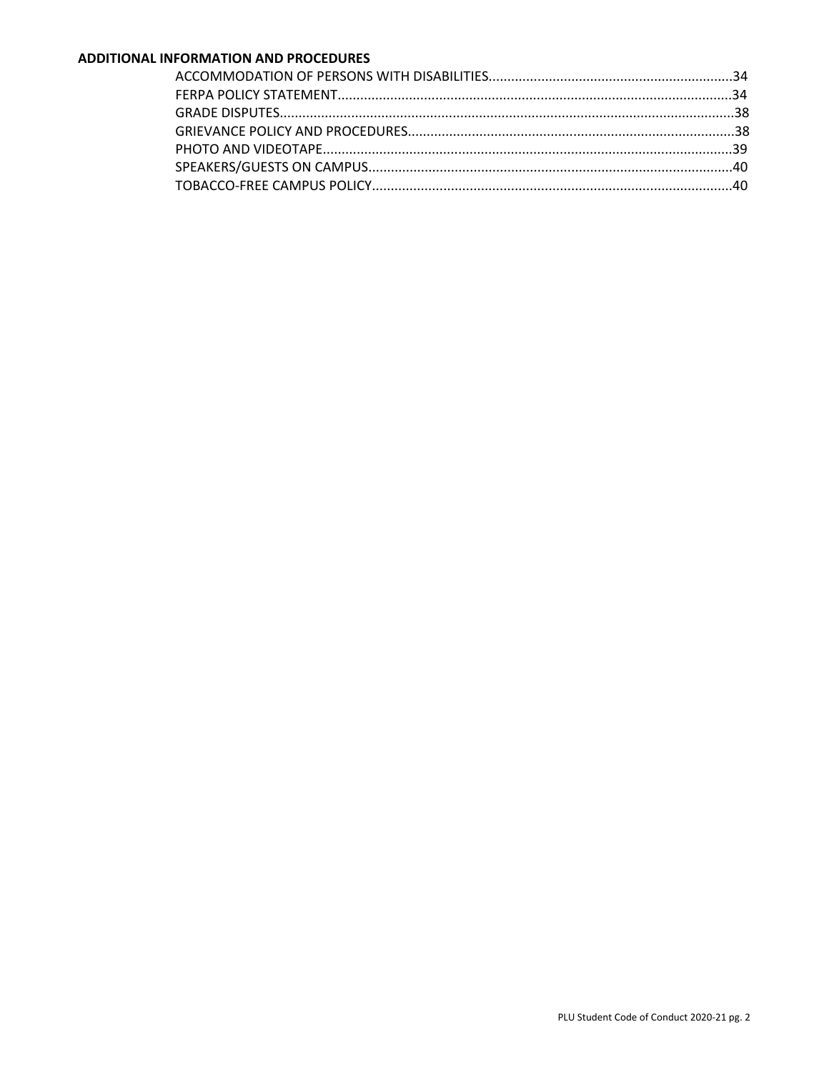**ADDITIONAL INFORMATION AND PROCEDURES**

ACCOMMODATION OF PERSONS WITH DISABILITIES....................................................................34
FERPA POLICY STATEMENT...........................................................................................................34
GRADE DISPUTES..........................................................................................................................38
GRIEVANCE POLICY AND PROCEDURES........................................................................................38
PHOTO AND VIDEOTAPE..............................................................................................................39
SPEAKERS/GUESTS ON CAMPUS...................................................................................................40
TOBACCO-FREE CAMPUS POLICY..................................................................................................40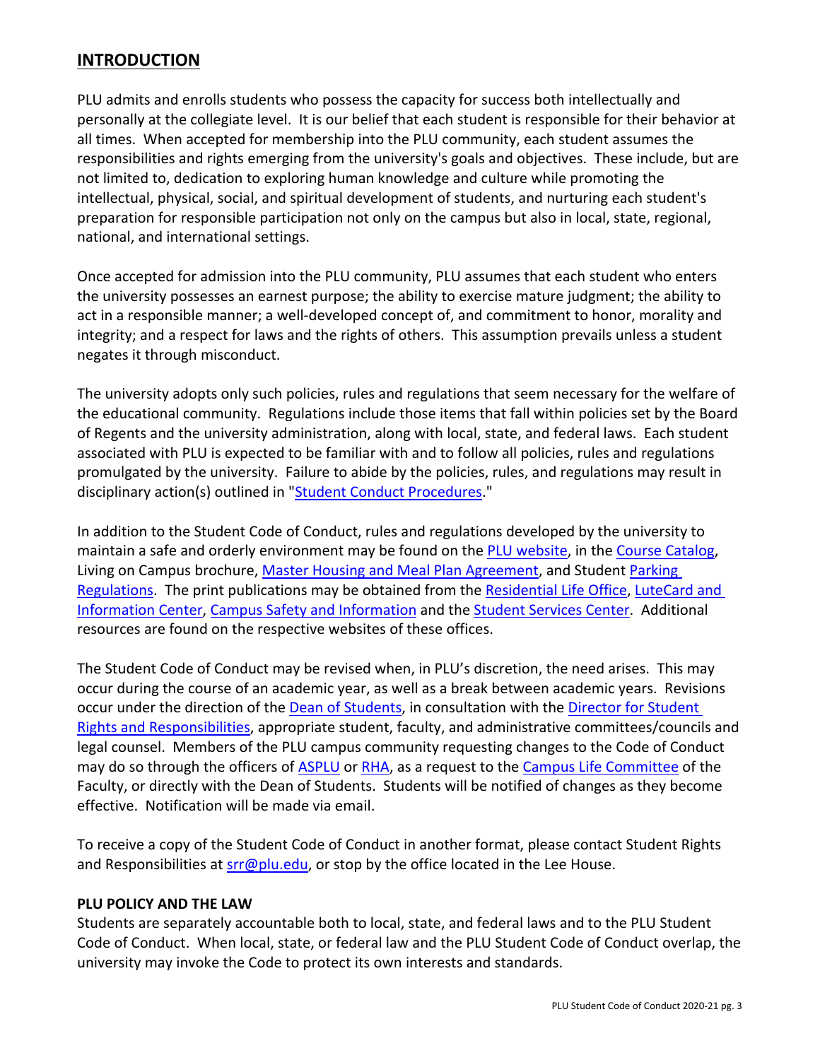## INTRODUCTION

PLU admits and enrolls students who possess the capacity for success both intellectually and personally at the collegiate level. It is our belief that each student is responsible for their behavior at all times. When accepted for membership into the PLU community, each student assumes the responsibilities and rights emerging from the university's goals and objectives. These include, but are not limited to, dedication to exploring human knowledge and culture while promoting the intellectual, physical, social, and spiritual development of students, and nurturing each student's preparation for responsible participation not only on the campus but also in local, state, regional, national, and international settings.

Once accepted for admission into the PLU community, PLU assumes that each student who enters the university possesses an earnest purpose; the ability to exercise mature judgment; the ability to act in a responsible manner; a well-developed concept of, and commitment to honor, morality and integrity; and a respect for laws and the rights of others. This assumption prevails unless a student negates it through misconduct.

The university adopts only such policies, rules and regulations that seem necessary for the welfare of the educational community. Regulations include those items that fall within policies set by the Board of Regents and the university administration, along with local, state, and federal laws. Each student associated with PLU is expected to be familiar with and to follow all policies, rules and regulations promulgated by the university. Failure to abide by the policies, rules, and regulations may result in disciplinary action(s) outlined in "Student Conduct Procedures."

In addition to the Student Code of Conduct, rules and regulations developed by the university to maintain a safe and orderly environment may be found on the PLU website, in the Course Catalog, Living on Campus brochure, Master Housing and Meal Plan Agreement, and Student Parking Regulations. The print publications may be obtained from the Residential Life Office, LuteCard and Information Center, Campus Safety and Information and the Student Services Center. Additional resources are found on the respective websites of these offices.

The Student Code of Conduct may be revised when, in PLU's discretion, the need arises. This may occur during the course of an academic year, as well as a break between academic years. Revisions occur under the direction of the Dean of Students, in consultation with the Director for Student Rights and Responsibilities, appropriate student, faculty, and administrative committees/councils and legal counsel. Members of the PLU campus community requesting changes to the Code of Conduct may do so through the officers of ASPLU or RHA, as a request to the Campus Life Committee of the Faculty, or directly with the Dean of Students. Students will be notified of changes as they become effective. Notification will be made via email.

To receive a copy of the Student Code of Conduct in another format, please contact Student Rights and Responsibilities at srr@plu.edu, or stop by the office located in the Lee House.

**PLU POLICY AND THE LAW**

Students are separately accountable both to local, state, and federal laws and to the PLU Student Code of Conduct. When local, state, or federal law and the PLU Student Code of Conduct overlap, the university may invoke the Code to protect its own interests and standards.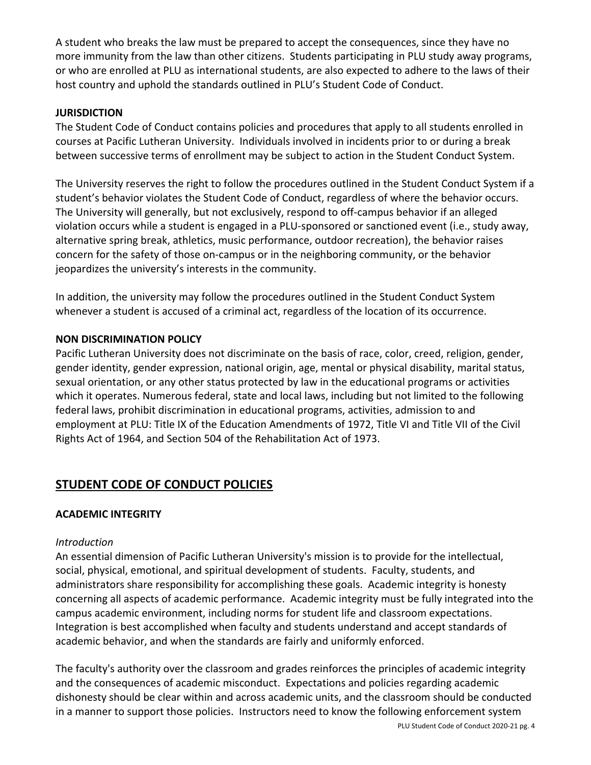A student who breaks the law must be prepared to accept the consequences, since they have no more immunity from the law than other citizens. Students participating in PLU study away programs, or who are enrolled at PLU as international students, are also expected to adhere to the laws of their host country and uphold the standards outlined in PLU's Student Code of Conduct.

**JURISDICTION**

The Student Code of Conduct contains policies and procedures that apply to all students enrolled in courses at Pacific Lutheran University. Individuals involved in incidents prior to or during a break between successive terms of enrollment may be subject to action in the Student Conduct System.

The University reserves the right to follow the procedures outlined in the Student Conduct System if a student's behavior violates the Student Code of Conduct, regardless of where the behavior occurs. The University will generally, but not exclusively, respond to off-campus behavior if an alleged violation occurs while a student is engaged in a PLU-sponsored or sanctioned event (i.e., study away, alternative spring break, athletics, music performance, outdoor recreation), the behavior raises concern for the safety of those on-campus or in the neighboring community, or the behavior jeopardizes the university's interests in the community.

In addition, the university may follow the procedures outlined in the Student Conduct System whenever a student is accused of a criminal act, regardless of the location of its occurrence.

**NON DISCRIMINATION POLICY**

Pacific Lutheran University does not discriminate on the basis of race, color, creed, religion, gender, gender identity, gender expression, national origin, age, mental or physical disability, marital status, sexual orientation, or any other status protected by law in the educational programs or activities which it operates. Numerous federal, state and local laws, including but not limited to the following federal laws, prohibit discrimination in educational programs, activities, admission to and employment at PLU: Title IX of the Education Amendments of 1972, Title VI and Title VII of the Civil Rights Act of 1964, and Section 504 of the Rehabilitation Act of 1973.

## STUDENT CODE OF CONDUCT POLICIES

### ACADEMIC INTEGRITY

*Introduction*

An essential dimension of Pacific Lutheran University's mission is to provide for the intellectual, social, physical, emotional, and spiritual development of students. Faculty, students, and administrators share responsibility for accomplishing these goals. Academic integrity is honesty concerning all aspects of academic performance. Academic integrity must be fully integrated into the campus academic environment, including norms for student life and classroom expectations. Integration is best accomplished when faculty and students understand and accept standards of academic behavior, and when the standards are fairly and uniformly enforced.

The faculty's authority over the classroom and grades reinforces the principles of academic integrity and the consequences of academic misconduct. Expectations and policies regarding academic dishonesty should be clear within and across academic units, and the classroom should be conducted in a manner to support those policies. Instructors need to know the following enforcement system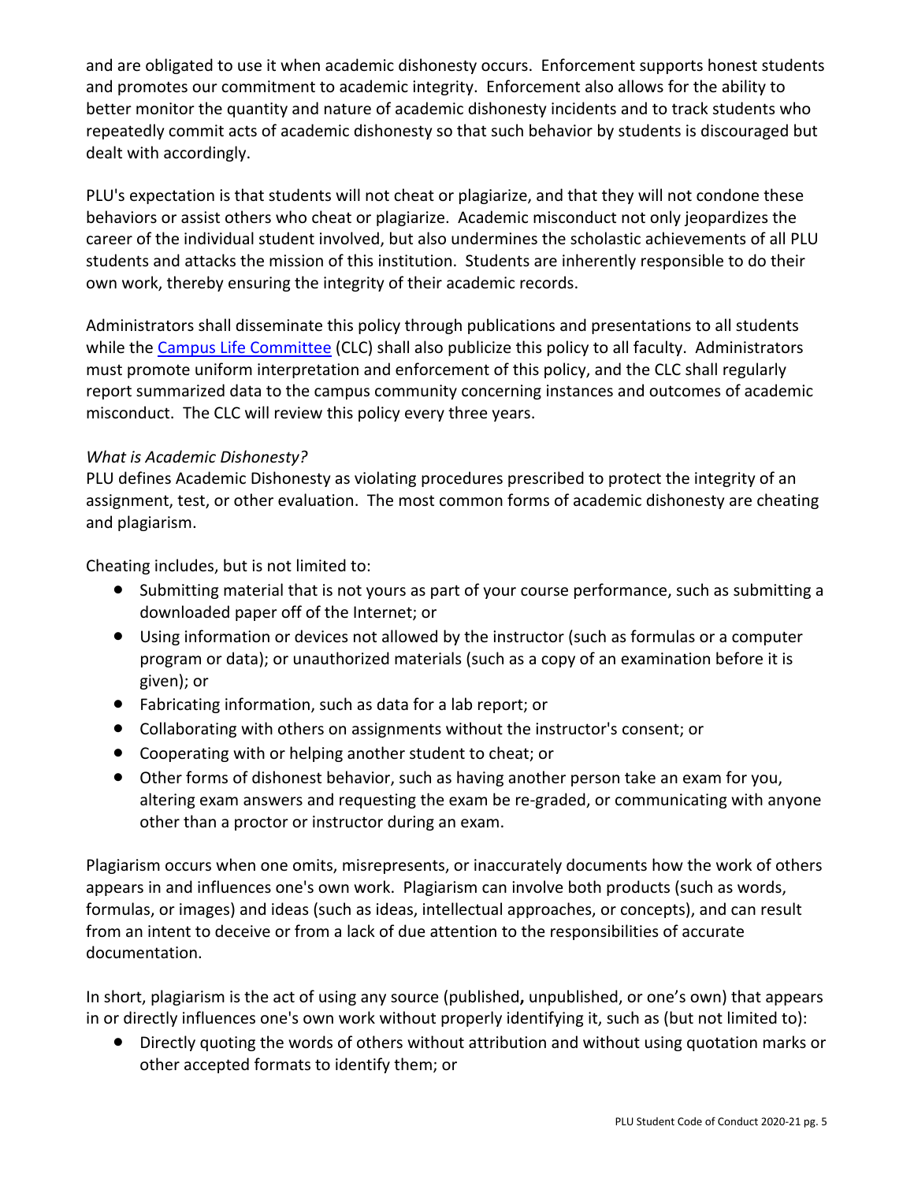and are obligated to use it when academic dishonesty occurs. Enforcement supports honest students and promotes our commitment to academic integrity. Enforcement also allows for the ability to better monitor the quantity and nature of academic dishonesty incidents and to track students who repeatedly commit acts of academic dishonesty so that such behavior by students is discouraged but dealt with accordingly.

PLU's expectation is that students will not cheat or plagiarize, and that they will not condone these behaviors or assist others who cheat or plagiarize. Academic misconduct not only jeopardizes the career of the individual student involved, but also undermines the scholastic achievements of all PLU students and attacks the mission of this institution. Students are inherently responsible to do their own work, thereby ensuring the integrity of their academic records.

Administrators shall disseminate this policy through publications and presentations to all students while the [Campus Life Committee](#) (CLC) shall also publicize this policy to all faculty. Administrators must promote uniform interpretation and enforcement of this policy, and the CLC shall regularly report summarized data to the campus community concerning instances and outcomes of academic misconduct. The CLC will review this policy every three years.

*What is Academic Dishonesty?*

PLU defines Academic Dishonesty as violating procedures prescribed to protect the integrity of an assignment, test, or other evaluation. The most common forms of academic dishonesty are cheating and plagiarism.

Cheating includes, but is not limited to:

- Submitting material that is not yours as part of your course performance, such as submitting a downloaded paper off of the Internet; or
- Using information or devices not allowed by the instructor (such as formulas or a computer program or data); or unauthorized materials (such as a copy of an examination before it is given); or
- Fabricating information, such as data for a lab report; or
- Collaborating with others on assignments without the instructor's consent; or
- Cooperating with or helping another student to cheat; or
- Other forms of dishonest behavior, such as having another person take an exam for you, altering exam answers and requesting the exam be re-graded, or communicating with anyone other than a proctor or instructor during an exam.

Plagiarism occurs when one omits, misrepresents, or inaccurately documents how the work of others appears in and influences one's own work. Plagiarism can involve both products (such as words, formulas, or images) and ideas (such as ideas, intellectual approaches, or concepts), and can result from an intent to deceive or from a lack of due attention to the responsibilities of accurate documentation.

In short, plagiarism is the act of using any source (published**,** unpublished, or one's own) that appears in or directly influences one's own work without properly identifying it, such as (but not limited to):

- Directly quoting the words of others without attribution and without using quotation marks or other accepted formats to identify them; or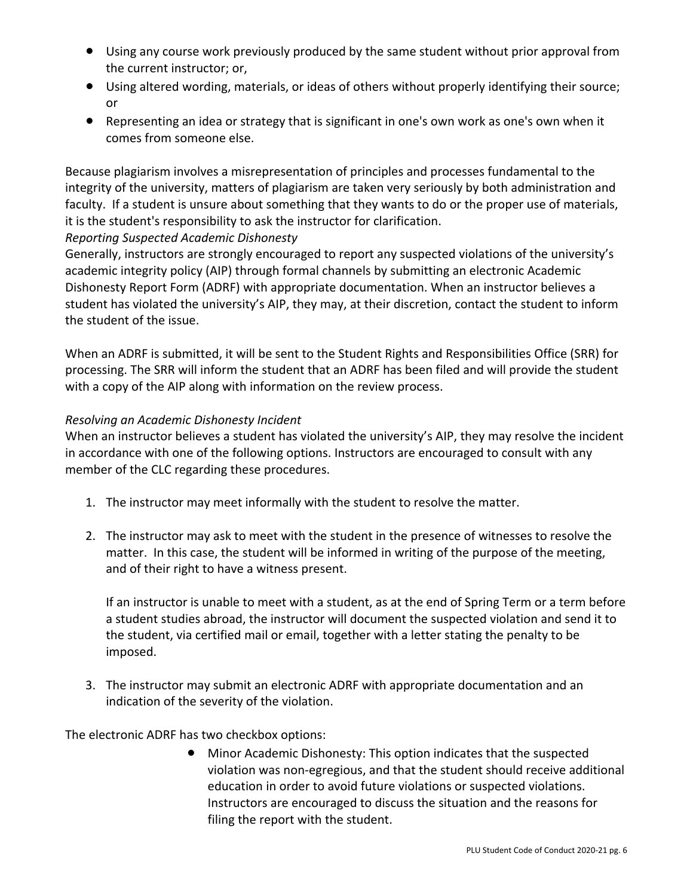- Using any course work previously produced by the same student without prior approval from the current instructor; or,
- Using altered wording, materials, or ideas of others without properly identifying their source; or
- Representing an idea or strategy that is significant in one's own work as one's own when it comes from someone else.

Because plagiarism involves a misrepresentation of principles and processes fundamental to the integrity of the university, matters of plagiarism are taken very seriously by both administration and faculty. If a student is unsure about something that they wants to do or the proper use of materials, it is the student's responsibility to ask the instructor for clarification.

*Reporting Suspected Academic Dishonesty*

Generally, instructors are strongly encouraged to report any suspected violations of the university's academic integrity policy (AIP) through formal channels by submitting an electronic Academic Dishonesty Report Form (ADRF) with appropriate documentation. When an instructor believes a student has violated the university's AIP, they may, at their discretion, contact the student to inform the student of the issue.

When an ADRF is submitted, it will be sent to the Student Rights and Responsibilities Office (SRR) for processing. The SRR will inform the student that an ADRF has been filed and will provide the student with a copy of the AIP along with information on the review process.

*Resolving an Academic Dishonesty Incident*

When an instructor believes a student has violated the university's AIP, they may resolve the incident in accordance with one of the following options. Instructors are encouraged to consult with any member of the CLC regarding these procedures.

1. The instructor may meet informally with the student to resolve the matter.

2. The instructor may ask to meet with the student in the presence of witnesses to resolve the matter. In this case, the student will be informed in writing of the purpose of the meeting, and of their right to have a witness present.

   If an instructor is unable to meet with a student, as at the end of Spring Term or a term before a student studies abroad, the instructor will document the suspected violation and send it to the student, via certified mail or email, together with a letter stating the penalty to be imposed.

3. The instructor may submit an electronic ADRF with appropriate documentation and an indication of the severity of the violation.

The electronic ADRF has two checkbox options:

- Minor Academic Dishonesty: This option indicates that the suspected violation was non-egregious, and that the student should receive additional education in order to avoid future violations or suspected violations. Instructors are encouraged to discuss the situation and the reasons for filing the report with the student.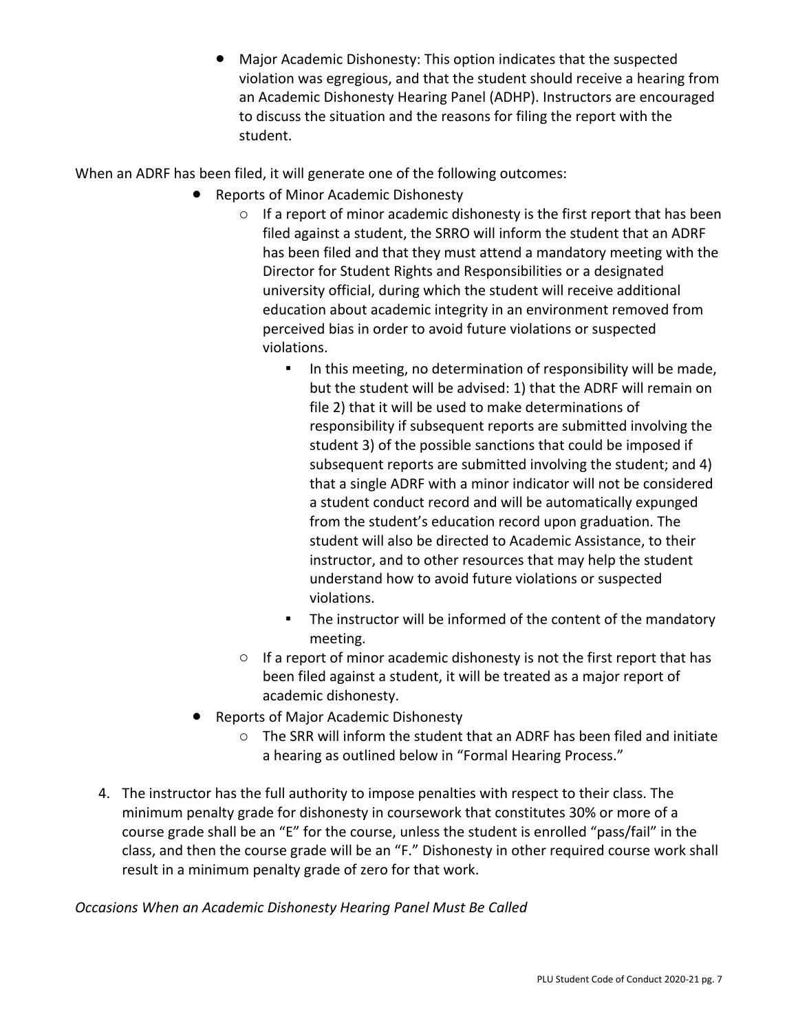- Major Academic Dishonesty: This option indicates that the suspected violation was egregious, and that the student should receive a hearing from an Academic Dishonesty Hearing Panel (ADHP). Instructors are encouraged to discuss the situation and the reasons for filing the report with the student.

When an ADRF has been filed, it will generate one of the following outcomes:

- Reports of Minor Academic Dishonesty
  - If a report of minor academic dishonesty is the first report that has been filed against a student, the SRRO will inform the student that an ADRF has been filed and that they must attend a mandatory meeting with the Director for Student Rights and Responsibilities or a designated university official, during which the student will receive additional education about academic integrity in an environment removed from perceived bias in order to avoid future violations or suspected violations.
    - In this meeting, no determination of responsibility will be made, but the student will be advised: 1) that the ADRF will remain on file 2) that it will be used to make determinations of responsibility if subsequent reports are submitted involving the student 3) of the possible sanctions that could be imposed if subsequent reports are submitted involving the student; and 4) that a single ADRF with a minor indicator will not be considered a student conduct record and will be automatically expunged from the student's education record upon graduation. The student will also be directed to Academic Assistance, to their instructor, and to other resources that may help the student understand how to avoid future violations or suspected violations.
    - The instructor will be informed of the content of the mandatory meeting.
  - If a report of minor academic dishonesty is not the first report that has been filed against a student, it will be treated as a major report of academic dishonesty.
- Reports of Major Academic Dishonesty
  - The SRR will inform the student that an ADRF has been filed and initiate a hearing as outlined below in "Formal Hearing Process."

4. The instructor has the full authority to impose penalties with respect to their class. The minimum penalty grade for dishonesty in coursework that constitutes 30% or more of a course grade shall be an "E" for the course, unless the student is enrolled "pass/fail" in the class, and then the course grade will be an "F." Dishonesty in other required course work shall result in a minimum penalty grade of zero for that work.

*Occasions When an Academic Dishonesty Hearing Panel Must Be Called*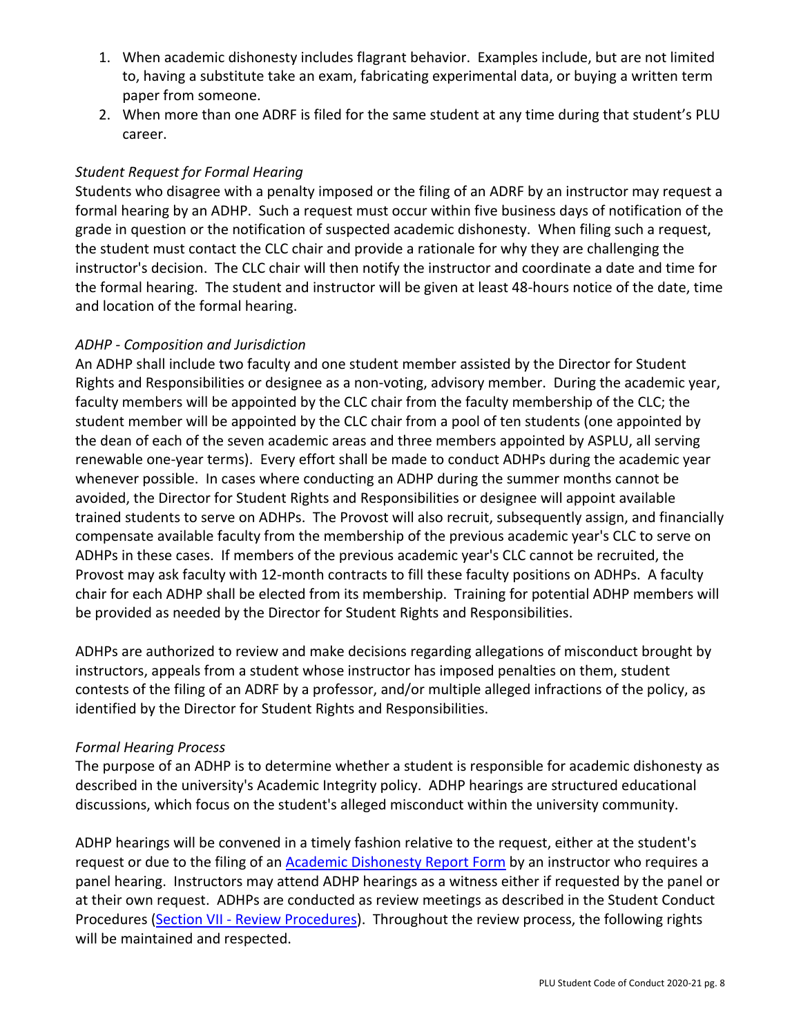1. When academic dishonesty includes flagrant behavior. Examples include, but are not limited to, having a substitute take an exam, fabricating experimental data, or buying a written term paper from someone.
2. When more than one ADRF is filed for the same student at any time during that student's PLU career.

*Student Request for Formal Hearing*

Students who disagree with a penalty imposed or the filing of an ADRF by an instructor may request a formal hearing by an ADHP. Such a request must occur within five business days of notification of the grade in question or the notification of suspected academic dishonesty. When filing such a request, the student must contact the CLC chair and provide a rationale for why they are challenging the instructor's decision. The CLC chair will then notify the instructor and coordinate a date and time for the formal hearing. The student and instructor will be given at least 48-hours notice of the date, time and location of the formal hearing.

*ADHP - Composition and Jurisdiction*

An ADHP shall include two faculty and one student member assisted by the Director for Student Rights and Responsibilities or designee as a non-voting, advisory member. During the academic year, faculty members will be appointed by the CLC chair from the faculty membership of the CLC; the student member will be appointed by the CLC chair from a pool of ten students (one appointed by the dean of each of the seven academic areas and three members appointed by ASPLU, all serving renewable one-year terms). Every effort shall be made to conduct ADHPs during the academic year whenever possible. In cases where conducting an ADHP during the summer months cannot be avoided, the Director for Student Rights and Responsibilities or designee will appoint available trained students to serve on ADHPs. The Provost will also recruit, subsequently assign, and financially compensate available faculty from the membership of the previous academic year's CLC to serve on ADHPs in these cases. If members of the previous academic year's CLC cannot be recruited, the Provost may ask faculty with 12-month contracts to fill these faculty positions on ADHPs. A faculty chair for each ADHP shall be elected from its membership. Training for potential ADHP members will be provided as needed by the Director for Student Rights and Responsibilities.

ADHPs are authorized to review and make decisions regarding allegations of misconduct brought by instructors, appeals from a student whose instructor has imposed penalties on them, student contests of the filing of an ADRF by a professor, and/or multiple alleged infractions of the policy, as identified by the Director for Student Rights and Responsibilities.

*Formal Hearing Process*

The purpose of an ADHP is to determine whether a student is responsible for academic dishonesty as described in the university's Academic Integrity policy. ADHP hearings are structured educational discussions, which focus on the student's alleged misconduct within the university community.

ADHP hearings will be convened in a timely fashion relative to the request, either at the student's request or due to the filing of an [Academic Dishonesty Report Form]() by an instructor who requires a panel hearing. Instructors may attend ADHP hearings as a witness either if requested by the panel or at their own request. ADHPs are conducted as review meetings as described in the Student Conduct Procedures ([Section VII - Review Procedures]()). Throughout the review process, the following rights will be maintained and respected.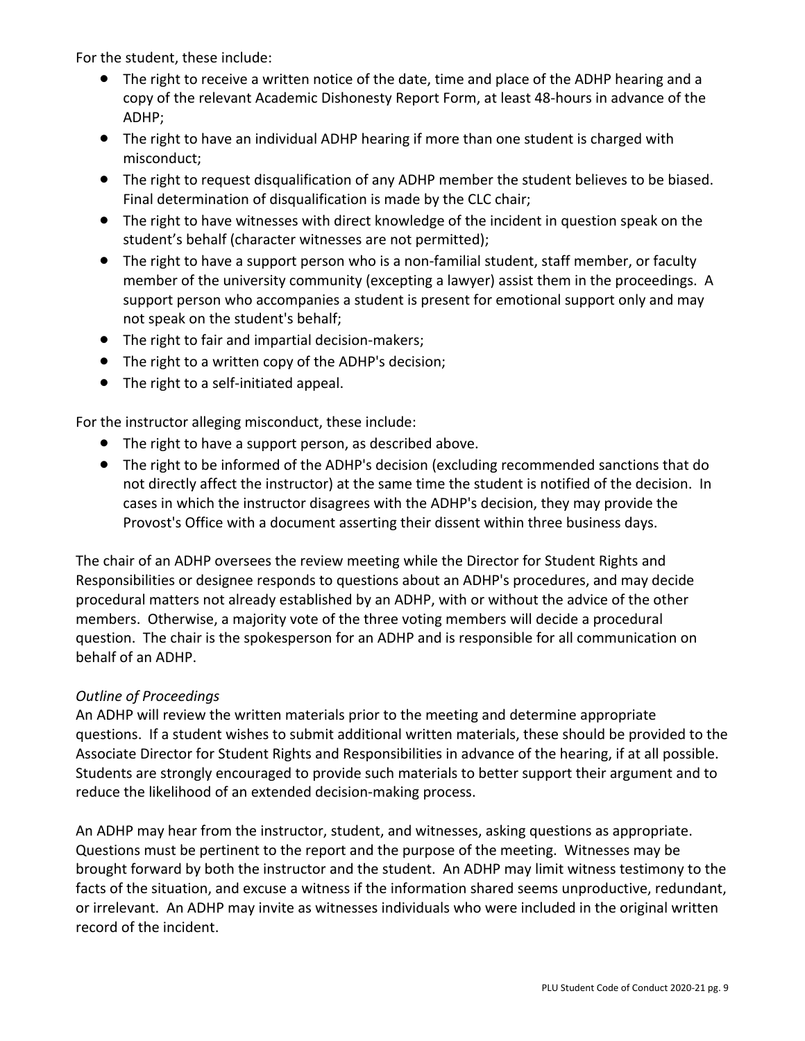For the student, these include:

- The right to receive a written notice of the date, time and place of the ADHP hearing and a copy of the relevant Academic Dishonesty Report Form, at least 48-hours in advance of the ADHP;
- The right to have an individual ADHP hearing if more than one student is charged with misconduct;
- The right to request disqualification of any ADHP member the student believes to be biased. Final determination of disqualification is made by the CLC chair;
- The right to have witnesses with direct knowledge of the incident in question speak on the student's behalf (character witnesses are not permitted);
- The right to have a support person who is a non-familial student, staff member, or faculty member of the university community (excepting a lawyer) assist them in the proceedings. A support person who accompanies a student is present for emotional support only and may not speak on the student's behalf;
- The right to fair and impartial decision-makers;
- The right to a written copy of the ADHP's decision;
- The right to a self-initiated appeal.

For the instructor alleging misconduct, these include:

- The right to have a support person, as described above.
- The right to be informed of the ADHP's decision (excluding recommended sanctions that do not directly affect the instructor) at the same time the student is notified of the decision. In cases in which the instructor disagrees with the ADHP's decision, they may provide the Provost's Office with a document asserting their dissent within three business days.

The chair of an ADHP oversees the review meeting while the Director for Student Rights and Responsibilities or designee responds to questions about an ADHP's procedures, and may decide procedural matters not already established by an ADHP, with or without the advice of the other members. Otherwise, a majority vote of the three voting members will decide a procedural question. The chair is the spokesperson for an ADHP and is responsible for all communication on behalf of an ADHP.

*Outline of Proceedings*

An ADHP will review the written materials prior to the meeting and determine appropriate questions. If a student wishes to submit additional written materials, these should be provided to the Associate Director for Student Rights and Responsibilities in advance of the hearing, if at all possible. Students are strongly encouraged to provide such materials to better support their argument and to reduce the likelihood of an extended decision-making process.

An ADHP may hear from the instructor, student, and witnesses, asking questions as appropriate. Questions must be pertinent to the report and the purpose of the meeting. Witnesses may be brought forward by both the instructor and the student. An ADHP may limit witness testimony to the facts of the situation, and excuse a witness if the information shared seems unproductive, redundant, or irrelevant. An ADHP may invite as witnesses individuals who were included in the original written record of the incident.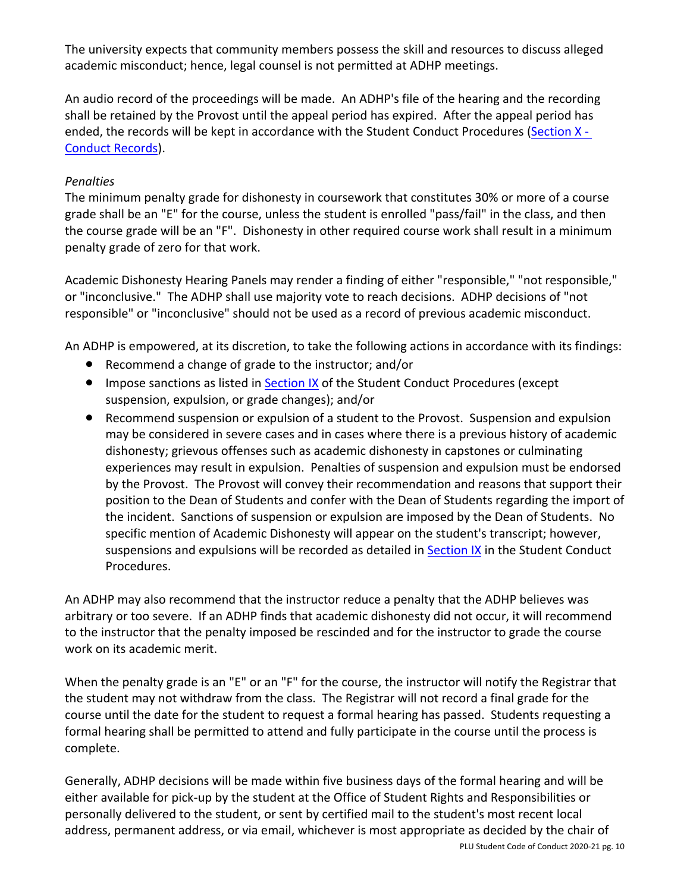The university expects that community members possess the skill and resources to discuss alleged academic misconduct; hence, legal counsel is not permitted at ADHP meetings.

An audio record of the proceedings will be made. An ADHP's file of the hearing and the recording shall be retained by the Provost until the appeal period has expired. After the appeal period has ended, the records will be kept in accordance with the Student Conduct Procedures (Section X - Conduct Records).

*Penalties*

The minimum penalty grade for dishonesty in coursework that constitutes 30% or more of a course grade shall be an "E" for the course, unless the student is enrolled "pass/fail" in the class, and then the course grade will be an "F". Dishonesty in other required course work shall result in a minimum penalty grade of zero for that work.

Academic Dishonesty Hearing Panels may render a finding of either "responsible," "not responsible," or "inconclusive." The ADHP shall use majority vote to reach decisions. ADHP decisions of "not responsible" or "inconclusive" should not be used as a record of previous academic misconduct.

An ADHP is empowered, at its discretion, to take the following actions in accordance with its findings:

- Recommend a change of grade to the instructor; and/or
- Impose sanctions as listed in Section IX of the Student Conduct Procedures (except suspension, expulsion, or grade changes); and/or
- Recommend suspension or expulsion of a student to the Provost. Suspension and expulsion may be considered in severe cases and in cases where there is a previous history of academic dishonesty; grievous offenses such as academic dishonesty in capstones or culminating experiences may result in expulsion. Penalties of suspension and expulsion must be endorsed by the Provost. The Provost will convey their recommendation and reasons that support their position to the Dean of Students and confer with the Dean of Students regarding the import of the incident. Sanctions of suspension or expulsion are imposed by the Dean of Students. No specific mention of Academic Dishonesty will appear on the student's transcript; however, suspensions and expulsions will be recorded as detailed in Section IX in the Student Conduct Procedures.

An ADHP may also recommend that the instructor reduce a penalty that the ADHP believes was arbitrary or too severe. If an ADHP finds that academic dishonesty did not occur, it will recommend to the instructor that the penalty imposed be rescinded and for the instructor to grade the course work on its academic merit.

When the penalty grade is an "E" or an "F" for the course, the instructor will notify the Registrar that the student may not withdraw from the class. The Registrar will not record a final grade for the course until the date for the student to request a formal hearing has passed. Students requesting a formal hearing shall be permitted to attend and fully participate in the course until the process is complete.

Generally, ADHP decisions will be made within five business days of the formal hearing and will be either available for pick-up by the student at the Office of Student Rights and Responsibilities or personally delivered to the student, or sent by certified mail to the student's most recent local address, permanent address, or via email, whichever is most appropriate as decided by the chair of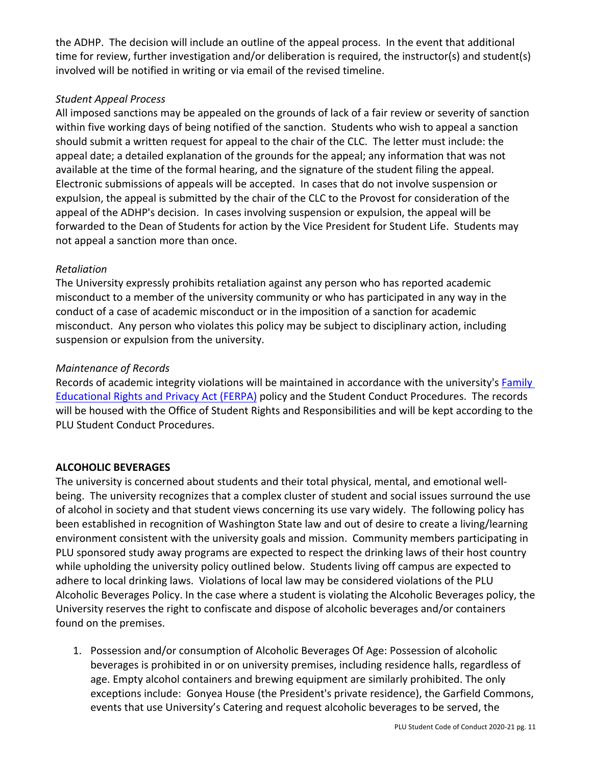the ADHP. The decision will include an outline of the appeal process. In the event that additional time for review, further investigation and/or deliberation is required, the instructor(s) and student(s) involved will be notified in writing or via email of the revised timeline.

*Student Appeal Process*

All imposed sanctions may be appealed on the grounds of lack of a fair review or severity of sanction within five working days of being notified of the sanction. Students who wish to appeal a sanction should submit a written request for appeal to the chair of the CLC. The letter must include: the appeal date; a detailed explanation of the grounds for the appeal; any information that was not available at the time of the formal hearing, and the signature of the student filing the appeal. Electronic submissions of appeals will be accepted. In cases that do not involve suspension or expulsion, the appeal is submitted by the chair of the CLC to the Provost for consideration of the appeal of the ADHP's decision. In cases involving suspension or expulsion, the appeal will be forwarded to the Dean of Students for action by the Vice President for Student Life. Students may not appeal a sanction more than once.

*Retaliation*

The University expressly prohibits retaliation against any person who has reported academic misconduct to a member of the university community or who has participated in any way in the conduct of a case of academic misconduct or in the imposition of a sanction for academic misconduct. Any person who violates this policy may be subject to disciplinary action, including suspension or expulsion from the university.

*Maintenance of Records*

Records of academic integrity violations will be maintained in accordance with the university's Family Educational Rights and Privacy Act (FERPA) policy and the Student Conduct Procedures. The records will be housed with the Office of Student Rights and Responsibilities and will be kept according to the PLU Student Conduct Procedures.

**ALCOHOLIC BEVERAGES**

The university is concerned about students and their total physical, mental, and emotional well-being. The university recognizes that a complex cluster of student and social issues surround the use of alcohol in society and that student views concerning its use vary widely. The following policy has been established in recognition of Washington State law and out of desire to create a living/learning environment consistent with the university goals and mission. Community members participating in PLU sponsored study away programs are expected to respect the drinking laws of their host country while upholding the university policy outlined below. Students living off campus are expected to adhere to local drinking laws. Violations of local law may be considered violations of the PLU Alcoholic Beverages Policy. In the case where a student is violating the Alcoholic Beverages policy, the University reserves the right to confiscate and dispose of alcoholic beverages and/or containers found on the premises.

1. Possession and/or consumption of Alcoholic Beverages Of Age: Possession of alcoholic beverages is prohibited in or on university premises, including residence halls, regardless of age. Empty alcohol containers and brewing equipment are similarly prohibited. The only exceptions include: Gonyea House (the President's private residence), the Garfield Commons, events that use University's Catering and request alcoholic beverages to be served, the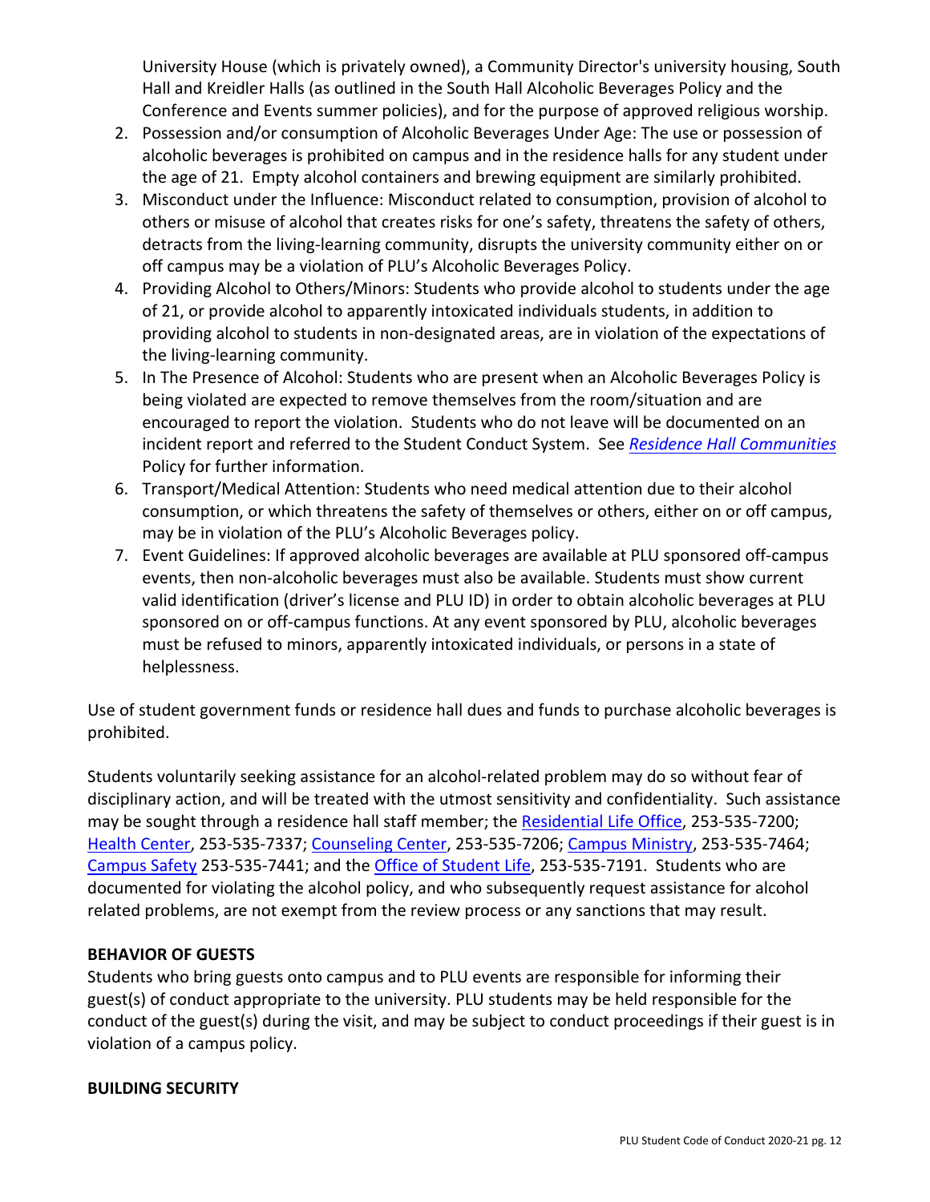University House (which is privately owned), a Community Director's university housing, South Hall and Kreidler Halls (as outlined in the South Hall Alcoholic Beverages Policy and the Conference and Events summer policies), and for the purpose of approved religious worship.

2. Possession and/or consumption of Alcoholic Beverages Under Age: The use or possession of alcoholic beverages is prohibited on campus and in the residence halls for any student under the age of 21. Empty alcohol containers and brewing equipment are similarly prohibited.
3. Misconduct under the Influence: Misconduct related to consumption, provision of alcohol to others or misuse of alcohol that creates risks for one's safety, threatens the safety of others, detracts from the living-learning community, disrupts the university community either on or off campus may be a violation of PLU's Alcoholic Beverages Policy.
4. Providing Alcohol to Others/Minors: Students who provide alcohol to students under the age of 21, or provide alcohol to apparently intoxicated individuals students, in addition to providing alcohol to students in non-designated areas, are in violation of the expectations of the living-learning community.
5. In The Presence of Alcohol: Students who are present when an Alcoholic Beverages Policy is being violated are expected to remove themselves from the room/situation and are encouraged to report the violation. Students who do not leave will be documented on an incident report and referred to the Student Conduct System. See *Residence Hall Communities* Policy for further information.
6. Transport/Medical Attention: Students who need medical attention due to their alcohol consumption, or which threatens the safety of themselves or others, either on or off campus, may be in violation of the PLU's Alcoholic Beverages policy.
7. Event Guidelines: If approved alcoholic beverages are available at PLU sponsored off-campus events, then non-alcoholic beverages must also be available. Students must show current valid identification (driver's license and PLU ID) in order to obtain alcoholic beverages at PLU sponsored on or off-campus functions. At any event sponsored by PLU, alcoholic beverages must be refused to minors, apparently intoxicated individuals, or persons in a state of helplessness.

Use of student government funds or residence hall dues and funds to purchase alcoholic beverages is prohibited.

Students voluntarily seeking assistance for an alcohol-related problem may do so without fear of disciplinary action, and will be treated with the utmost sensitivity and confidentiality. Such assistance may be sought through a residence hall staff member; the Residential Life Office, 253-535-7200; Health Center, 253-535-7337; Counseling Center, 253-535-7206; Campus Ministry, 253-535-7464; Campus Safety 253-535-7441; and the Office of Student Life, 253-535-7191. Students who are documented for violating the alcohol policy, and who subsequently request assistance for alcohol related problems, are not exempt from the review process or any sanctions that may result.

**BEHAVIOR OF GUESTS**

Students who bring guests onto campus and to PLU events are responsible for informing their guest(s) of conduct appropriate to the university. PLU students may be held responsible for the conduct of the guest(s) during the visit, and may be subject to conduct proceedings if their guest is in violation of a campus policy.

**BUILDING SECURITY**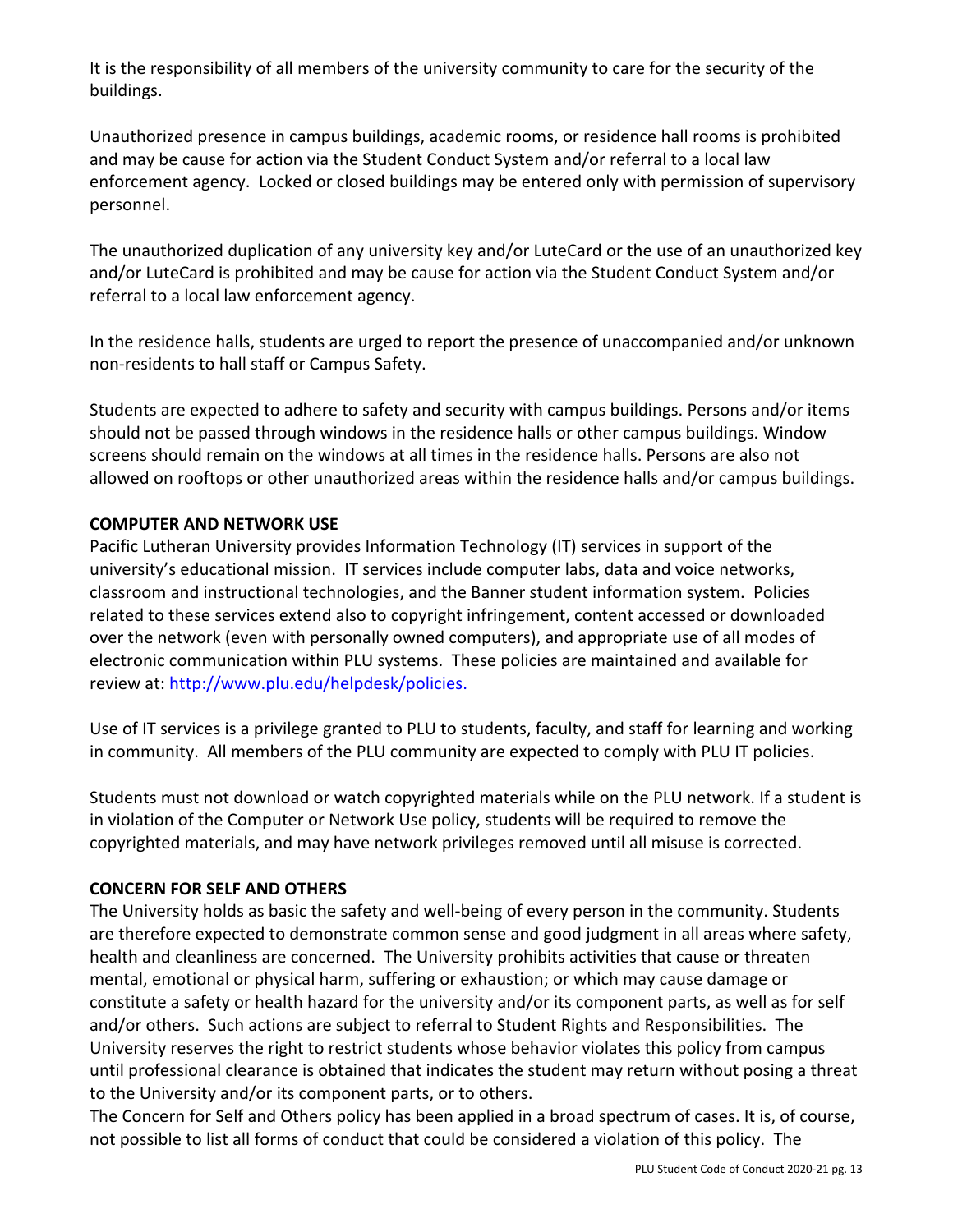It is the responsibility of all members of the university community to care for the security of the buildings.

Unauthorized presence in campus buildings, academic rooms, or residence hall rooms is prohibited and may be cause for action via the Student Conduct System and/or referral to a local law enforcement agency. Locked or closed buildings may be entered only with permission of supervisory personnel.

The unauthorized duplication of any university key and/or LuteCard or the use of an unauthorized key and/or LuteCard is prohibited and may be cause for action via the Student Conduct System and/or referral to a local law enforcement agency.

In the residence halls, students are urged to report the presence of unaccompanied and/or unknown non-residents to hall staff or Campus Safety.

Students are expected to adhere to safety and security with campus buildings. Persons and/or items should not be passed through windows in the residence halls or other campus buildings. Window screens should remain on the windows at all times in the residence halls. Persons are also not allowed on rooftops or other unauthorized areas within the residence halls and/or campus buildings.

**COMPUTER AND NETWORK USE**

Pacific Lutheran University provides Information Technology (IT) services in support of the university's educational mission. IT services include computer labs, data and voice networks, classroom and instructional technologies, and the Banner student information system. Policies related to these services extend also to copyright infringement, content accessed or downloaded over the network (even with personally owned computers), and appropriate use of all modes of electronic communication within PLU systems. These policies are maintained and available for review at: [http://www.plu.edu/helpdesk/policies.](http://www.plu.edu/helpdesk/policies)

Use of IT services is a privilege granted to PLU to students, faculty, and staff for learning and working in community. All members of the PLU community are expected to comply with PLU IT policies.

Students must not download or watch copyrighted materials while on the PLU network. If a student is in violation of the Computer or Network Use policy, students will be required to remove the copyrighted materials, and may have network privileges removed until all misuse is corrected.

**CONCERN FOR SELF AND OTHERS**

The University holds as basic the safety and well-being of every person in the community. Students are therefore expected to demonstrate common sense and good judgment in all areas where safety, health and cleanliness are concerned. The University prohibits activities that cause or threaten mental, emotional or physical harm, suffering or exhaustion; or which may cause damage or constitute a safety or health hazard for the university and/or its component parts, as well as for self and/or others. Such actions are subject to referral to Student Rights and Responsibilities. The University reserves the right to restrict students whose behavior violates this policy from campus until professional clearance is obtained that indicates the student may return without posing a threat to the University and/or its component parts, or to others.

The Concern for Self and Others policy has been applied in a broad spectrum of cases. It is, of course, not possible to list all forms of conduct that could be considered a violation of this policy. The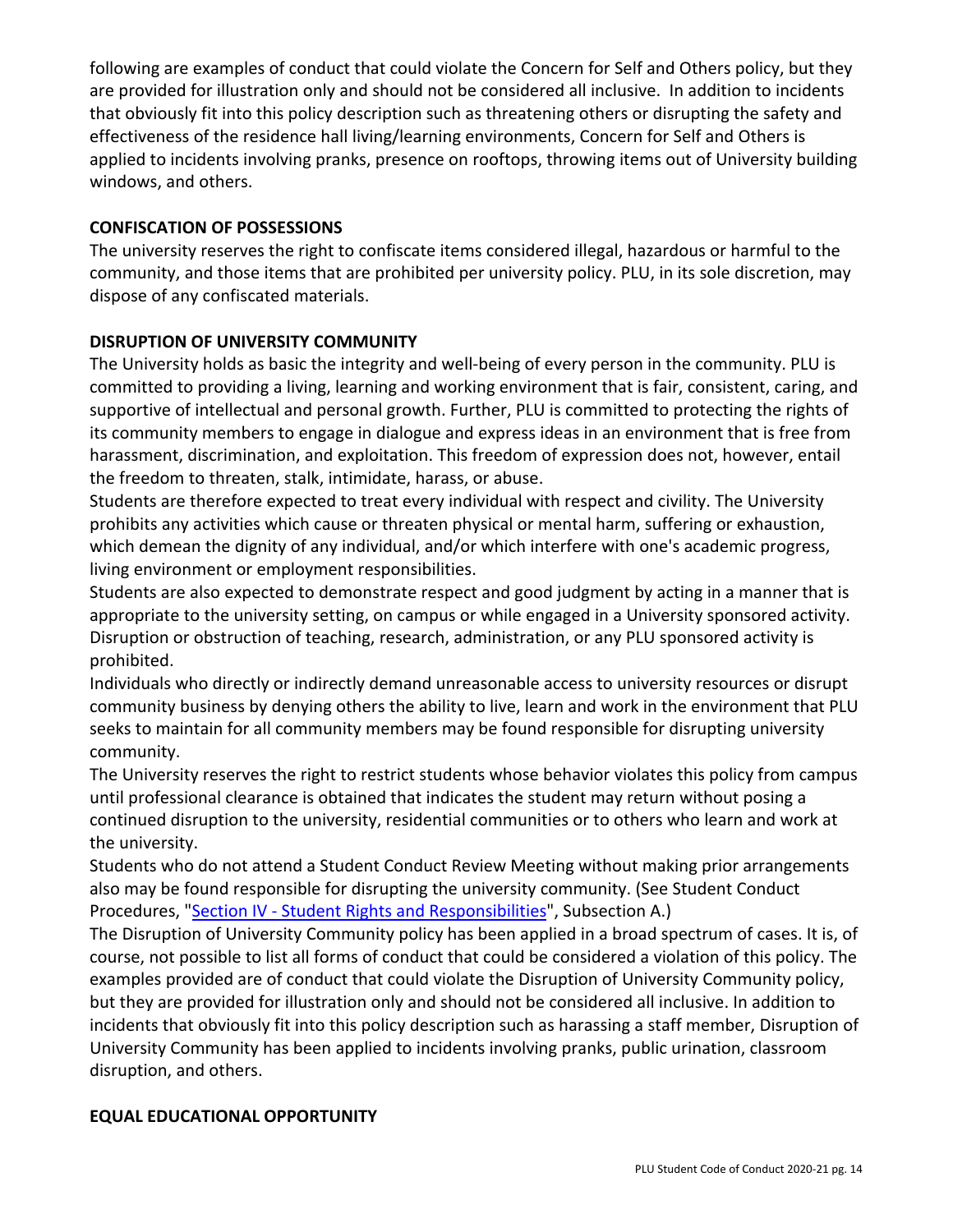following are examples of conduct that could violate the Concern for Self and Others policy, but they are provided for illustration only and should not be considered all inclusive. In addition to incidents that obviously fit into this policy description such as threatening others or disrupting the safety and effectiveness of the residence hall living/learning environments, Concern for Self and Others is applied to incidents involving pranks, presence on rooftops, throwing items out of University building windows, and others.

**CONFISCATION OF POSSESSIONS**

The university reserves the right to confiscate items considered illegal, hazardous or harmful to the community, and those items that are prohibited per university policy. PLU, in its sole discretion, may dispose of any confiscated materials.

**DISRUPTION OF UNIVERSITY COMMUNITY**

The University holds as basic the integrity and well-being of every person in the community. PLU is committed to providing a living, learning and working environment that is fair, consistent, caring, and supportive of intellectual and personal growth. Further, PLU is committed to protecting the rights of its community members to engage in dialogue and express ideas in an environment that is free from harassment, discrimination, and exploitation. This freedom of expression does not, however, entail the freedom to threaten, stalk, intimidate, harass, or abuse.

Students are therefore expected to treat every individual with respect and civility. The University prohibits any activities which cause or threaten physical or mental harm, suffering or exhaustion, which demean the dignity of any individual, and/or which interfere with one's academic progress, living environment or employment responsibilities.

Students are also expected to demonstrate respect and good judgment by acting in a manner that is appropriate to the university setting, on campus or while engaged in a University sponsored activity. Disruption or obstruction of teaching, research, administration, or any PLU sponsored activity is prohibited.

Individuals who directly or indirectly demand unreasonable access to university resources or disrupt community business by denying others the ability to live, learn and work in the environment that PLU seeks to maintain for all community members may be found responsible for disrupting university community.

The University reserves the right to restrict students whose behavior violates this policy from campus until professional clearance is obtained that indicates the student may return without posing a continued disruption to the university, residential communities or to others who learn and work at the university.

Students who do not attend a Student Conduct Review Meeting without making prior arrangements also may be found responsible for disrupting the university community. (See Student Conduct Procedures, "Section IV - Student Rights and Responsibilities", Subsection A.)

The Disruption of University Community policy has been applied in a broad spectrum of cases. It is, of course, not possible to list all forms of conduct that could be considered a violation of this policy. The examples provided are of conduct that could violate the Disruption of University Community policy, but they are provided for illustration only and should not be considered all inclusive. In addition to incidents that obviously fit into this policy description such as harassing a staff member, Disruption of University Community has been applied to incidents involving pranks, public urination, classroom disruption, and others.

**EQUAL EDUCATIONAL OPPORTUNITY**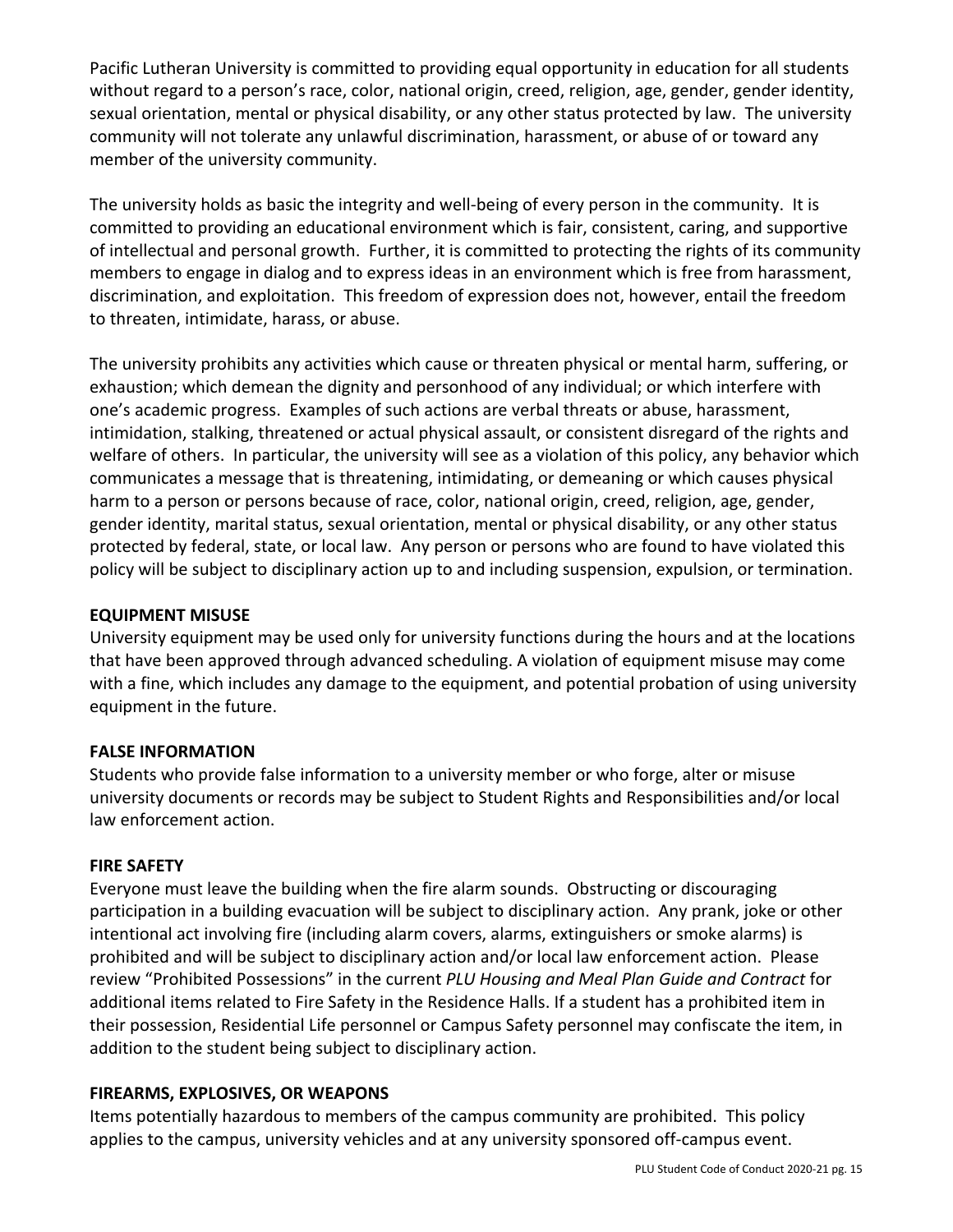Pacific Lutheran University is committed to providing equal opportunity in education for all students without regard to a person's race, color, national origin, creed, religion, age, gender, gender identity, sexual orientation, mental or physical disability, or any other status protected by law. The university community will not tolerate any unlawful discrimination, harassment, or abuse of or toward any member of the university community.

The university holds as basic the integrity and well-being of every person in the community. It is committed to providing an educational environment which is fair, consistent, caring, and supportive of intellectual and personal growth. Further, it is committed to protecting the rights of its community members to engage in dialog and to express ideas in an environment which is free from harassment, discrimination, and exploitation. This freedom of expression does not, however, entail the freedom to threaten, intimidate, harass, or abuse.

The university prohibits any activities which cause or threaten physical or mental harm, suffering, or exhaustion; which demean the dignity and personhood of any individual; or which interfere with one's academic progress. Examples of such actions are verbal threats or abuse, harassment, intimidation, stalking, threatened or actual physical assault, or consistent disregard of the rights and welfare of others. In particular, the university will see as a violation of this policy, any behavior which communicates a message that is threatening, intimidating, or demeaning or which causes physical harm to a person or persons because of race, color, national origin, creed, religion, age, gender, gender identity, marital status, sexual orientation, mental or physical disability, or any other status protected by federal, state, or local law. Any person or persons who are found to have violated this policy will be subject to disciplinary action up to and including suspension, expulsion, or termination.

**EQUIPMENT MISUSE**

University equipment may be used only for university functions during the hours and at the locations that have been approved through advanced scheduling. A violation of equipment misuse may come with a fine, which includes any damage to the equipment, and potential probation of using university equipment in the future.

**FALSE INFORMATION**

Students who provide false information to a university member or who forge, alter or misuse university documents or records may be subject to Student Rights and Responsibilities and/or local law enforcement action.

**FIRE SAFETY**

Everyone must leave the building when the fire alarm sounds. Obstructing or discouraging participation in a building evacuation will be subject to disciplinary action. Any prank, joke or other intentional act involving fire (including alarm covers, alarms, extinguishers or smoke alarms) is prohibited and will be subject to disciplinary action and/or local law enforcement action. Please review "Prohibited Possessions" in the current *PLU Housing and Meal Plan Guide and Contract* for additional items related to Fire Safety in the Residence Halls. If a student has a prohibited item in their possession, Residential Life personnel or Campus Safety personnel may confiscate the item, in addition to the student being subject to disciplinary action.

**FIREARMS, EXPLOSIVES, OR WEAPONS**

Items potentially hazardous to members of the campus community are prohibited. This policy applies to the campus, university vehicles and at any university sponsored off-campus event.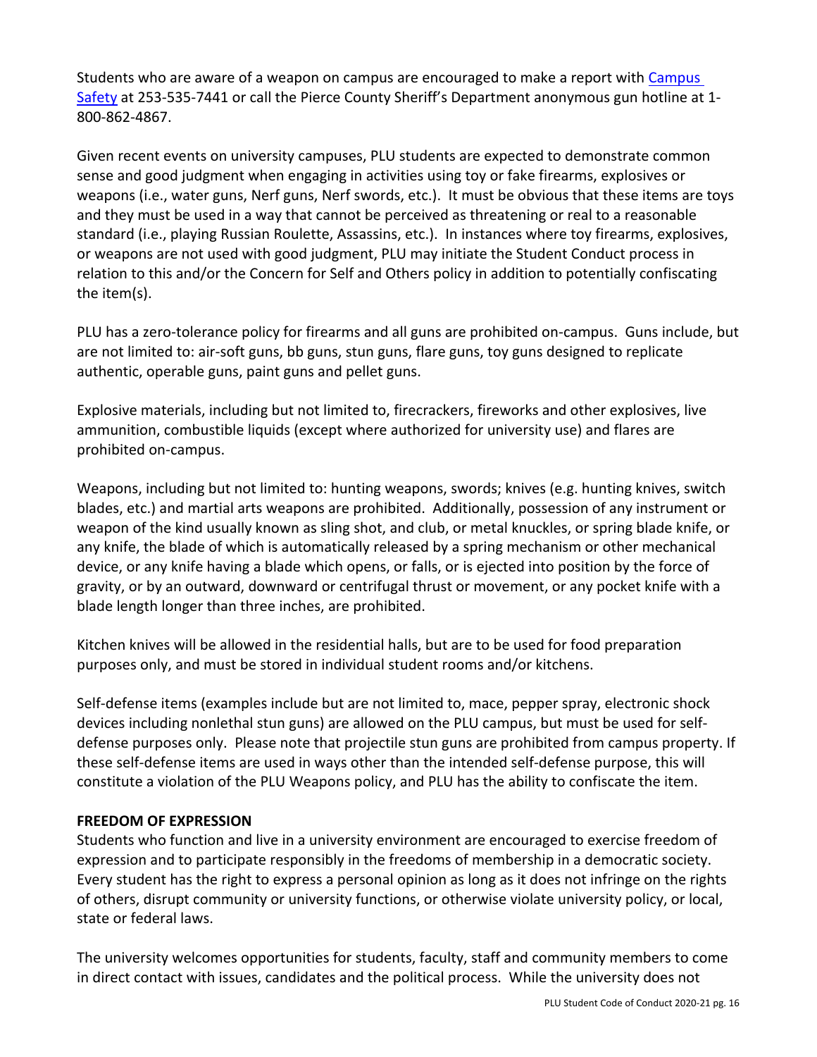Students who are aware of a weapon on campus are encouraged to make a report with [Campus Safety](#) at 253-535-7441 or call the Pierce County Sheriff's Department anonymous gun hotline at 1-800-862-4867.

Given recent events on university campuses, PLU students are expected to demonstrate common sense and good judgment when engaging in activities using toy or fake firearms, explosives or weapons (i.e., water guns, Nerf guns, Nerf swords, etc.). It must be obvious that these items are toys and they must be used in a way that cannot be perceived as threatening or real to a reasonable standard (i.e., playing Russian Roulette, Assassins, etc.). In instances where toy firearms, explosives, or weapons are not used with good judgment, PLU may initiate the Student Conduct process in relation to this and/or the Concern for Self and Others policy in addition to potentially confiscating the item(s).

PLU has a zero-tolerance policy for firearms and all guns are prohibited on-campus. Guns include, but are not limited to: air-soft guns, bb guns, stun guns, flare guns, toy guns designed to replicate authentic, operable guns, paint guns and pellet guns.

Explosive materials, including but not limited to, firecrackers, fireworks and other explosives, live ammunition, combustible liquids (except where authorized for university use) and flares are prohibited on-campus.

Weapons, including but not limited to: hunting weapons, swords; knives (e.g. hunting knives, switch blades, etc.) and martial arts weapons are prohibited. Additionally, possession of any instrument or weapon of the kind usually known as sling shot, and club, or metal knuckles, or spring blade knife, or any knife, the blade of which is automatically released by a spring mechanism or other mechanical device, or any knife having a blade which opens, or falls, or is ejected into position by the force of gravity, or by an outward, downward or centrifugal thrust or movement, or any pocket knife with a blade length longer than three inches, are prohibited.

Kitchen knives will be allowed in the residential halls, but are to be used for food preparation purposes only, and must be stored in individual student rooms and/or kitchens.

Self-defense items (examples include but are not limited to, mace, pepper spray, electronic shock devices including nonlethal stun guns) are allowed on the PLU campus, but must be used for self-defense purposes only. Please note that projectile stun guns are prohibited from campus property. If these self-defense items are used in ways other than the intended self-defense purpose, this will constitute a violation of the PLU Weapons policy, and PLU has the ability to confiscate the item.

**FREEDOM OF EXPRESSION**

Students who function and live in a university environment are encouraged to exercise freedom of expression and to participate responsibly in the freedoms of membership in a democratic society. Every student has the right to express a personal opinion as long as it does not infringe on the rights of others, disrupt community or university functions, or otherwise violate university policy, or local, state or federal laws.

The university welcomes opportunities for students, faculty, staff and community members to come in direct contact with issues, candidates and the political process. While the university does not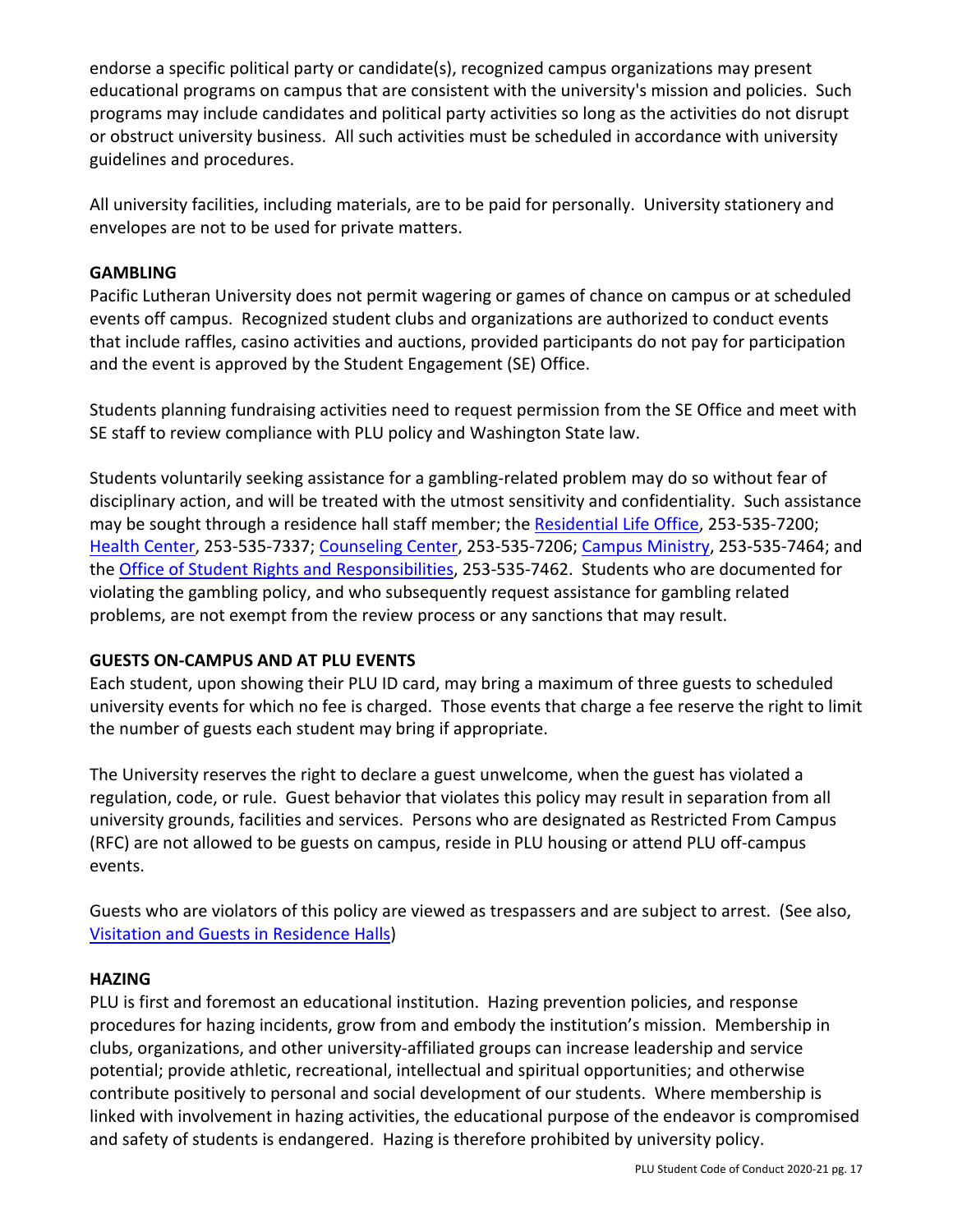endorse a specific political party or candidate(s), recognized campus organizations may present educational programs on campus that are consistent with the university's mission and policies. Such programs may include candidates and political party activities so long as the activities do not disrupt or obstruct university business. All such activities must be scheduled in accordance with university guidelines and procedures.

All university facilities, including materials, are to be paid for personally. University stationery and envelopes are not to be used for private matters.

**GAMBLING**

Pacific Lutheran University does not permit wagering or games of chance on campus or at scheduled events off campus. Recognized student clubs and organizations are authorized to conduct events that include raffles, casino activities and auctions, provided participants do not pay for participation and the event is approved by the Student Engagement (SE) Office.

Students planning fundraising activities need to request permission from the SE Office and meet with SE staff to review compliance with PLU policy and Washington State law.

Students voluntarily seeking assistance for a gambling-related problem may do so without fear of disciplinary action, and will be treated with the utmost sensitivity and confidentiality. Such assistance may be sought through a residence hall staff member; the Residential Life Office, 253-535-7200; Health Center, 253-535-7337; Counseling Center, 253-535-7206; Campus Ministry, 253-535-7464; and the Office of Student Rights and Responsibilities, 253-535-7462. Students who are documented for violating the gambling policy, and who subsequently request assistance for gambling related problems, are not exempt from the review process or any sanctions that may result.

**GUESTS ON-CAMPUS AND AT PLU EVENTS**

Each student, upon showing their PLU ID card, may bring a maximum of three guests to scheduled university events for which no fee is charged. Those events that charge a fee reserve the right to limit the number of guests each student may bring if appropriate.

The University reserves the right to declare a guest unwelcome, when the guest has violated a regulation, code, or rule. Guest behavior that violates this policy may result in separation from all university grounds, facilities and services. Persons who are designated as Restricted From Campus (RFC) are not allowed to be guests on campus, reside in PLU housing or attend PLU off-campus events.

Guests who are violators of this policy are viewed as trespassers and are subject to arrest. (See also, Visitation and Guests in Residence Halls)

**HAZING**

PLU is first and foremost an educational institution. Hazing prevention policies, and response procedures for hazing incidents, grow from and embody the institution's mission. Membership in clubs, organizations, and other university-affiliated groups can increase leadership and service potential; provide athletic, recreational, intellectual and spiritual opportunities; and otherwise contribute positively to personal and social development of our students. Where membership is linked with involvement in hazing activities, the educational purpose of the endeavor is compromised and safety of students is endangered. Hazing is therefore prohibited by university policy.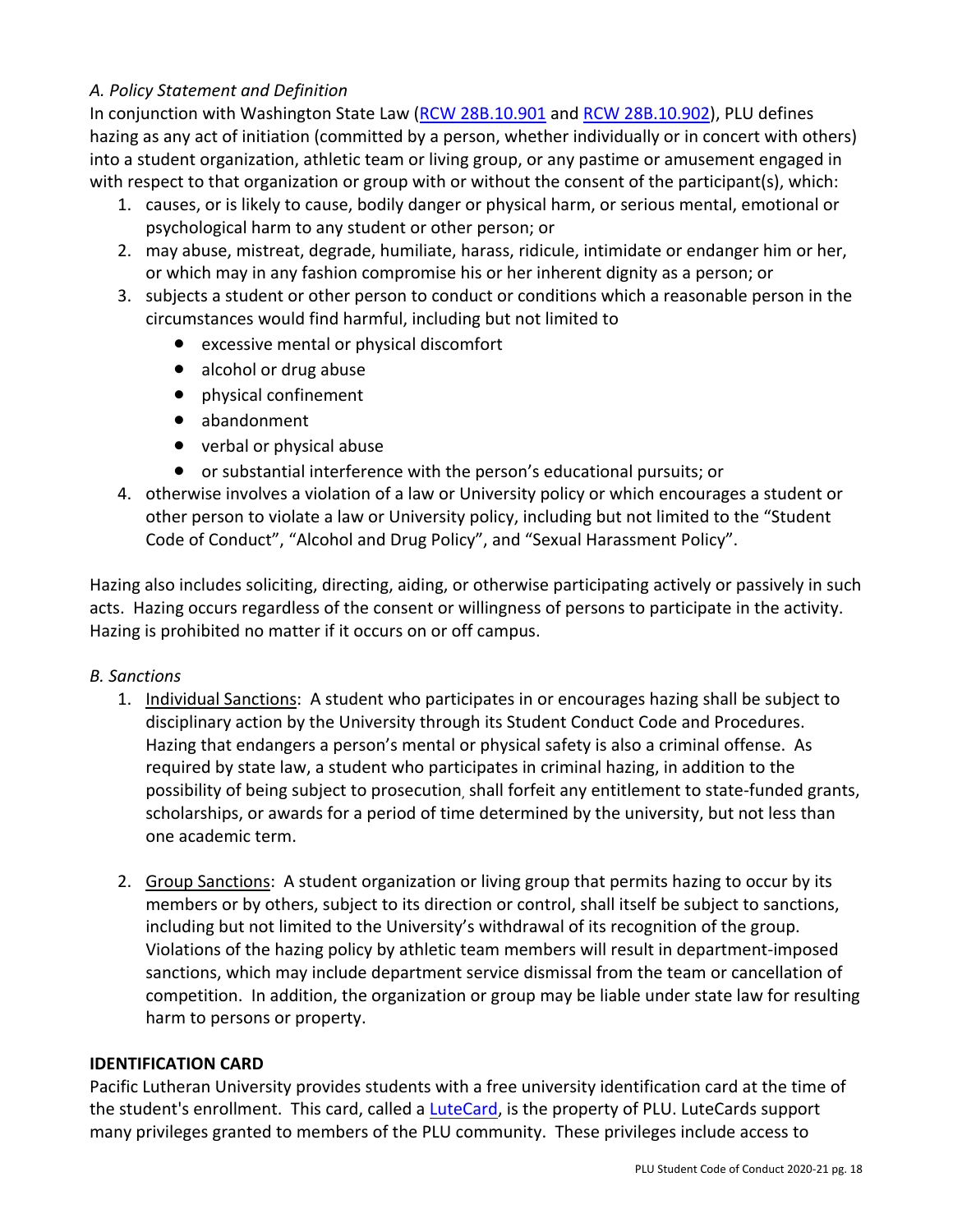*A. Policy Statement and Definition*

In conjunction with Washington State Law (RCW 28B.10.901 and RCW 28B.10.902), PLU defines hazing as any act of initiation (committed by a person, whether individually or in concert with others) into a student organization, athletic team or living group, or any pastime or amusement engaged in with respect to that organization or group with or without the consent of the participant(s), which:

1. causes, or is likely to cause, bodily danger or physical harm, or serious mental, emotional or psychological harm to any student or other person; or
2. may abuse, mistreat, degrade, humiliate, harass, ridicule, intimidate or endanger him or her, or which may in any fashion compromise his or her inherent dignity as a person; or
3. subjects a student or other person to conduct or conditions which a reasonable person in the circumstances would find harmful, including but not limited to
   - excessive mental or physical discomfort
   - alcohol or drug abuse
   - physical confinement
   - abandonment
   - verbal or physical abuse
   - or substantial interference with the person's educational pursuits; or
4. otherwise involves a violation of a law or University policy or which encourages a student or other person to violate a law or University policy, including but not limited to the "Student Code of Conduct", "Alcohol and Drug Policy", and "Sexual Harassment Policy".

Hazing also includes soliciting, directing, aiding, or otherwise participating actively or passively in such acts. Hazing occurs regardless of the consent or willingness of persons to participate in the activity. Hazing is prohibited no matter if it occurs on or off campus.

*B. Sanctions*

1. Individual Sanctions: A student who participates in or encourages hazing shall be subject to disciplinary action by the University through its Student Conduct Code and Procedures. Hazing that endangers a person's mental or physical safety is also a criminal offense. As required by state law, a student who participates in criminal hazing, in addition to the possibility of being subject to prosecution, shall forfeit any entitlement to state-funded grants, scholarships, or awards for a period of time determined by the university, but not less than one academic term.

2. Group Sanctions: A student organization or living group that permits hazing to occur by its members or by others, subject to its direction or control, shall itself be subject to sanctions, including but not limited to the University's withdrawal of its recognition of the group. Violations of the hazing policy by athletic team members will result in department-imposed sanctions, which may include department service dismissal from the team or cancellation of competition. In addition, the organization or group may be liable under state law for resulting harm to persons or property.

**IDENTIFICATION CARD**

Pacific Lutheran University provides students with a free university identification card at the time of the student's enrollment. This card, called a LuteCard, is the property of PLU. LuteCards support many privileges granted to members of the PLU community. These privileges include access to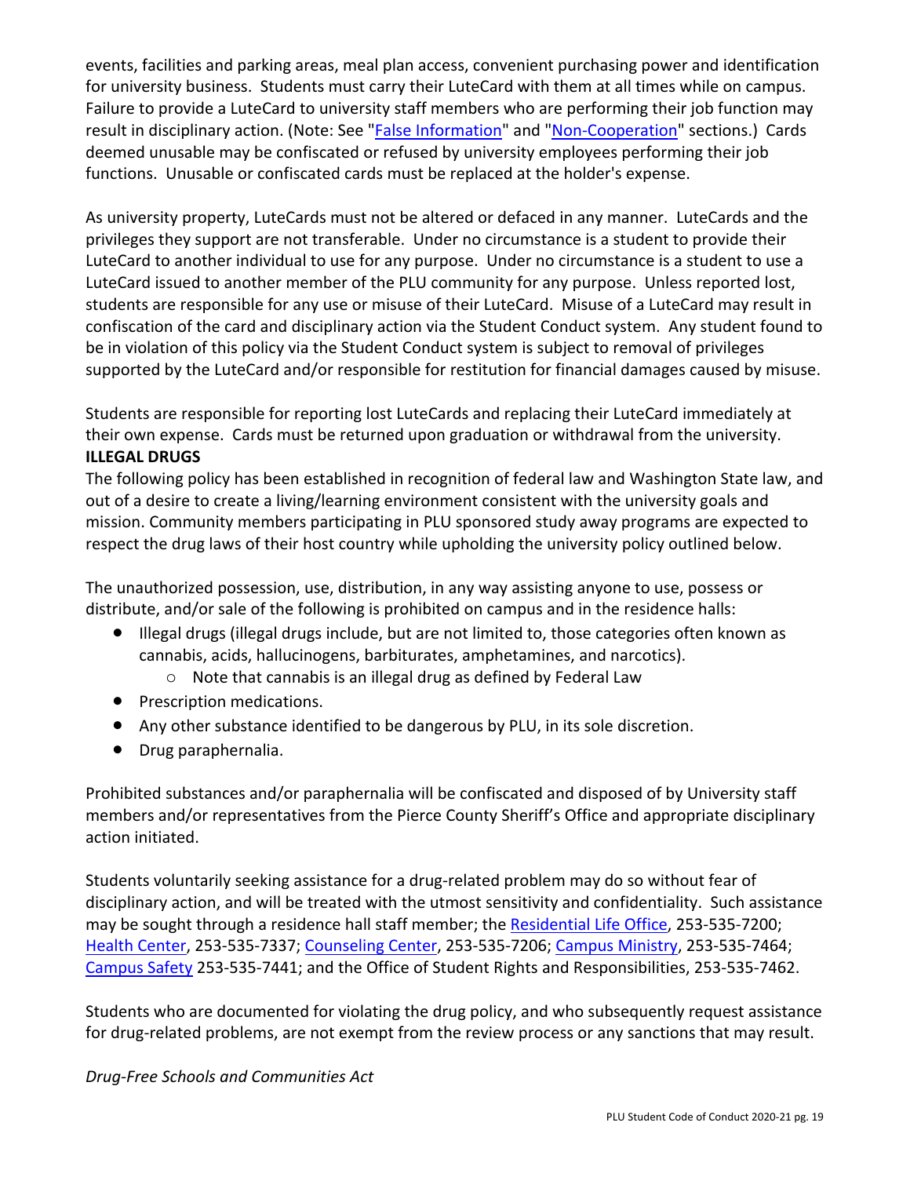events, facilities and parking areas, meal plan access, convenient purchasing power and identification for university business. Students must carry their LuteCard with them at all times while on campus. Failure to provide a LuteCard to university staff members who are performing their job function may result in disciplinary action. (Note: See "False Information" and "Non-Cooperation" sections.) Cards deemed unusable may be confiscated or refused by university employees performing their job functions. Unusable or confiscated cards must be replaced at the holder's expense.

As university property, LuteCards must not be altered or defaced in any manner. LuteCards and the privileges they support are not transferable. Under no circumstance is a student to provide their LuteCard to another individual to use for any purpose. Under no circumstance is a student to use a LuteCard issued to another member of the PLU community for any purpose. Unless reported lost, students are responsible for any use or misuse of their LuteCard. Misuse of a LuteCard may result in confiscation of the card and disciplinary action via the Student Conduct system. Any student found to be in violation of this policy via the Student Conduct system is subject to removal of privileges supported by the LuteCard and/or responsible for restitution for financial damages caused by misuse.

Students are responsible for reporting lost LuteCards and replacing their LuteCard immediately at their own expense. Cards must be returned upon graduation or withdrawal from the university.

**ILLEGAL DRUGS**

The following policy has been established in recognition of federal law and Washington State law, and out of a desire to create a living/learning environment consistent with the university goals and mission. Community members participating in PLU sponsored study away programs are expected to respect the drug laws of their host country while upholding the university policy outlined below.

The unauthorized possession, use, distribution, in any way assisting anyone to use, possess or distribute, and/or sale of the following is prohibited on campus and in the residence halls:

- Illegal drugs (illegal drugs include, but are not limited to, those categories often known as cannabis, acids, hallucinogens, barbiturates, amphetamines, and narcotics).
  - Note that cannabis is an illegal drug as defined by Federal Law
- Prescription medications.
- Any other substance identified to be dangerous by PLU, in its sole discretion.
- Drug paraphernalia.

Prohibited substances and/or paraphernalia will be confiscated and disposed of by University staff members and/or representatives from the Pierce County Sheriff's Office and appropriate disciplinary action initiated.

Students voluntarily seeking assistance for a drug-related problem may do so without fear of disciplinary action, and will be treated with the utmost sensitivity and confidentiality. Such assistance may be sought through a residence hall staff member; the Residential Life Office, 253-535-7200; Health Center, 253-535-7337; Counseling Center, 253-535-7206; Campus Ministry, 253-535-7464; Campus Safety 253-535-7441; and the Office of Student Rights and Responsibilities, 253-535-7462.

Students who are documented for violating the drug policy, and who subsequently request assistance for drug-related problems, are not exempt from the review process or any sanctions that may result.

*Drug-Free Schools and Communities Act*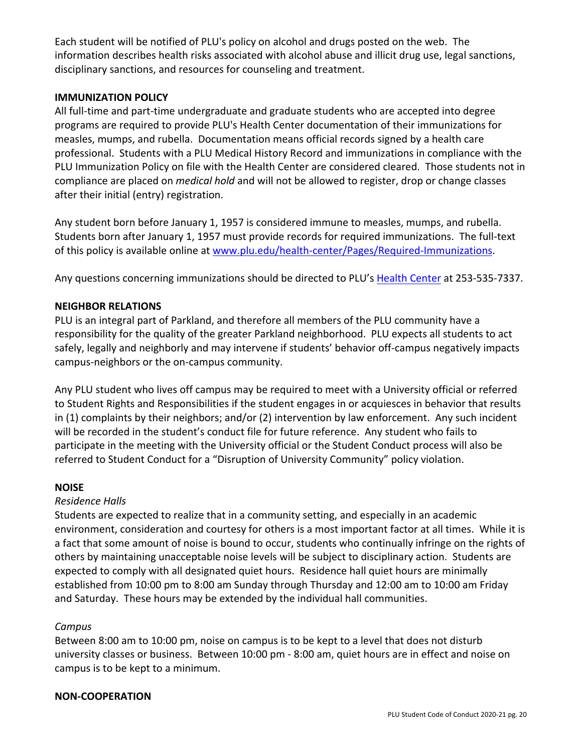Each student will be notified of PLU's policy on alcohol and drugs posted on the web. The information describes health risks associated with alcohol abuse and illicit drug use, legal sanctions, disciplinary sanctions, and resources for counseling and treatment.

**IMMUNIZATION POLICY**

All full-time and part-time undergraduate and graduate students who are accepted into degree programs are required to provide PLU's Health Center documentation of their immunizations for measles, mumps, and rubella. Documentation means official records signed by a health care professional. Students with a PLU Medical History Record and immunizations in compliance with the PLU Immunization Policy on file with the Health Center are considered cleared. Those students not in compliance are placed on *medical hold* and will not be allowed to register, drop or change classes after their initial (entry) registration.

Any student born before January 1, 1957 is considered immune to measles, mumps, and rubella. Students born after January 1, 1957 must provide records for required immunizations. The full-text of this policy is available online at [www.plu.edu/health-center/Pages/Required-Immunizations](www.plu.edu/health-center/Pages/Required-Immunizations).

Any questions concerning immunizations should be directed to PLU's Health Center at 253-535-7337.

**NEIGHBOR RELATIONS**

PLU is an integral part of Parkland, and therefore all members of the PLU community have a responsibility for the quality of the greater Parkland neighborhood. PLU expects all students to act safely, legally and neighborly and may intervene if students' behavior off-campus negatively impacts campus-neighbors or the on-campus community.

Any PLU student who lives off campus may be required to meet with a University official or referred to Student Rights and Responsibilities if the student engages in or acquiesces in behavior that results in (1) complaints by their neighbors; and/or (2) intervention by law enforcement. Any such incident will be recorded in the student's conduct file for future reference. Any student who fails to participate in the meeting with the University official or the Student Conduct process will also be referred to Student Conduct for a "Disruption of University Community" policy violation.

**NOISE**

*Residence Halls*

Students are expected to realize that in a community setting, and especially in an academic environment, consideration and courtesy for others is a most important factor at all times. While it is a fact that some amount of noise is bound to occur, students who continually infringe on the rights of others by maintaining unacceptable noise levels will be subject to disciplinary action. Students are expected to comply with all designated quiet hours. Residence hall quiet hours are minimally established from 10:00 pm to 8:00 am Sunday through Thursday and 12:00 am to 10:00 am Friday and Saturday. These hours may be extended by the individual hall communities.

*Campus*

Between 8:00 am to 10:00 pm, noise on campus is to be kept to a level that does not disturb university classes or business. Between 10:00 pm - 8:00 am, quiet hours are in effect and noise on campus is to be kept to a minimum.

**NON-COOPERATION**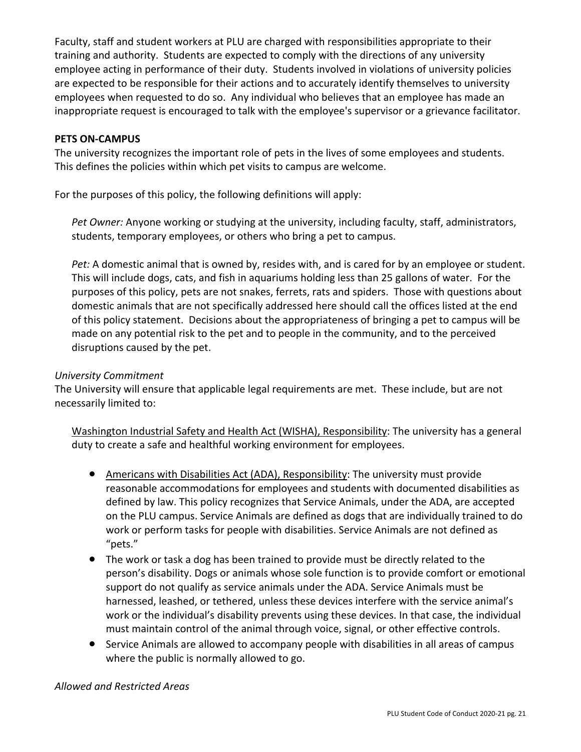Faculty, staff and student workers at PLU are charged with responsibilities appropriate to their training and authority. Students are expected to comply with the directions of any university employee acting in performance of their duty. Students involved in violations of university policies are expected to be responsible for their actions and to accurately identify themselves to university employees when requested to do so. Any individual who believes that an employee has made an inappropriate request is encouraged to talk with the employee's supervisor or a grievance facilitator.

**PETS ON-CAMPUS**

The university recognizes the important role of pets in the lives of some employees and students. This defines the policies within which pet visits to campus are welcome.

For the purposes of this policy, the following definitions will apply:

*Pet Owner:* Anyone working or studying at the university, including faculty, staff, administrators, students, temporary employees, or others who bring a pet to campus.

*Pet:* A domestic animal that is owned by, resides with, and is cared for by an employee or student. This will include dogs, cats, and fish in aquariums holding less than 25 gallons of water. For the purposes of this policy, pets are not snakes, ferrets, rats and spiders. Those with questions about domestic animals that are not specifically addressed here should call the offices listed at the end of this policy statement. Decisions about the appropriateness of bringing a pet to campus will be made on any potential risk to the pet and to people in the community, and to the perceived disruptions caused by the pet.

*University Commitment*

The University will ensure that applicable legal requirements are met. These include, but are not necessarily limited to:

Washington Industrial Safety and Health Act (WISHA), Responsibility: The university has a general duty to create a safe and healthful working environment for employees.

- Americans with Disabilities Act (ADA), Responsibility: The university must provide reasonable accommodations for employees and students with documented disabilities as defined by law. This policy recognizes that Service Animals, under the ADA, are accepted on the PLU campus. Service Animals are defined as dogs that are individually trained to do work or perform tasks for people with disabilities. Service Animals are not defined as "pets."
- The work or task a dog has been trained to provide must be directly related to the person's disability. Dogs or animals whose sole function is to provide comfort or emotional support do not qualify as service animals under the ADA. Service Animals must be harnessed, leashed, or tethered, unless these devices interfere with the service animal's work or the individual's disability prevents using these devices. In that case, the individual must maintain control of the animal through voice, signal, or other effective controls.
- Service Animals are allowed to accompany people with disabilities in all areas of campus where the public is normally allowed to go.

*Allowed and Restricted Areas*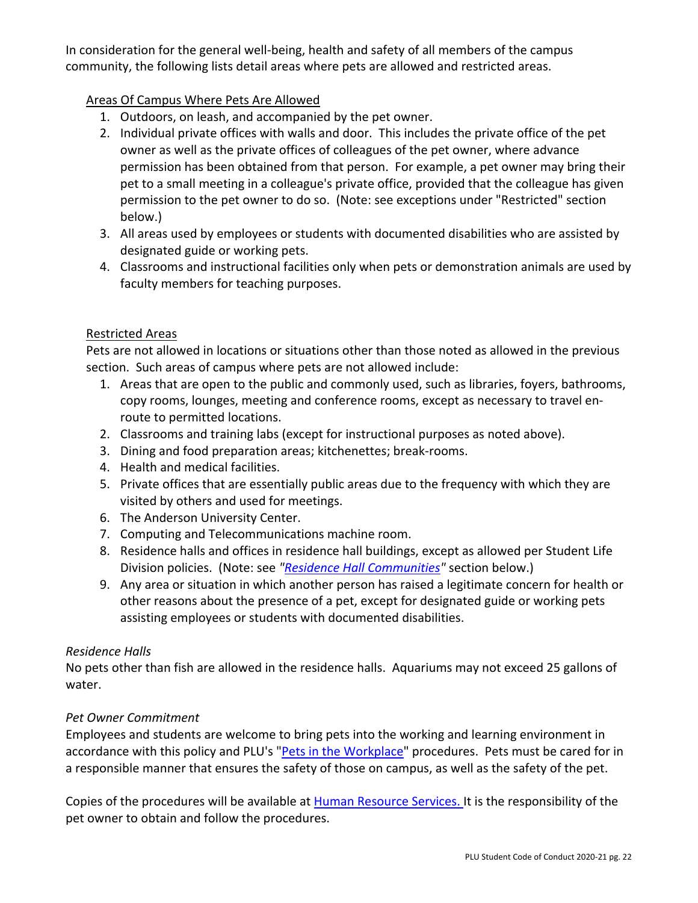In consideration for the general well-being, health and safety of all members of the campus community, the following lists detail areas where pets are allowed and restricted areas.

Areas Of Campus Where Pets Are Allowed

1. Outdoors, on leash, and accompanied by the pet owner.
2. Individual private offices with walls and door. This includes the private office of the pet owner as well as the private offices of colleagues of the pet owner, where advance permission has been obtained from that person. For example, a pet owner may bring their pet to a small meeting in a colleague's private office, provided that the colleague has given permission to the pet owner to do so. (Note: see exceptions under "Restricted" section below.)
3. All areas used by employees or students with documented disabilities who are assisted by designated guide or working pets.
4. Classrooms and instructional facilities only when pets or demonstration animals are used by faculty members for teaching purposes.

Restricted Areas

Pets are not allowed in locations or situations other than those noted as allowed in the previous section. Such areas of campus where pets are not allowed include:

1. Areas that are open to the public and commonly used, such as libraries, foyers, bathrooms, copy rooms, lounges, meeting and conference rooms, except as necessary to travel en-route to permitted locations.
2. Classrooms and training labs (except for instructional purposes as noted above).
3. Dining and food preparation areas; kitchenettes; break-rooms.
4. Health and medical facilities.
5. Private offices that are essentially public areas due to the frequency with which they are visited by others and used for meetings.
6. The Anderson University Center.
7. Computing and Telecommunications machine room.
8. Residence halls and offices in residence hall buildings, except as allowed per Student Life Division policies. (Note: see *"Residence Hall Communities"* section below.)
9. Any area or situation in which another person has raised a legitimate concern for health or other reasons about the presence of a pet, except for designated guide or working pets assisting employees or students with documented disabilities.

*Residence Halls*

No pets other than fish are allowed in the residence halls. Aquariums may not exceed 25 gallons of water.

*Pet Owner Commitment*

Employees and students are welcome to bring pets into the working and learning environment in accordance with this policy and PLU's "Pets in the Workplace" procedures. Pets must be cared for in a responsible manner that ensures the safety of those on campus, as well as the safety of the pet.

Copies of the procedures will be available at Human Resource Services. It is the responsibility of the pet owner to obtain and follow the procedures.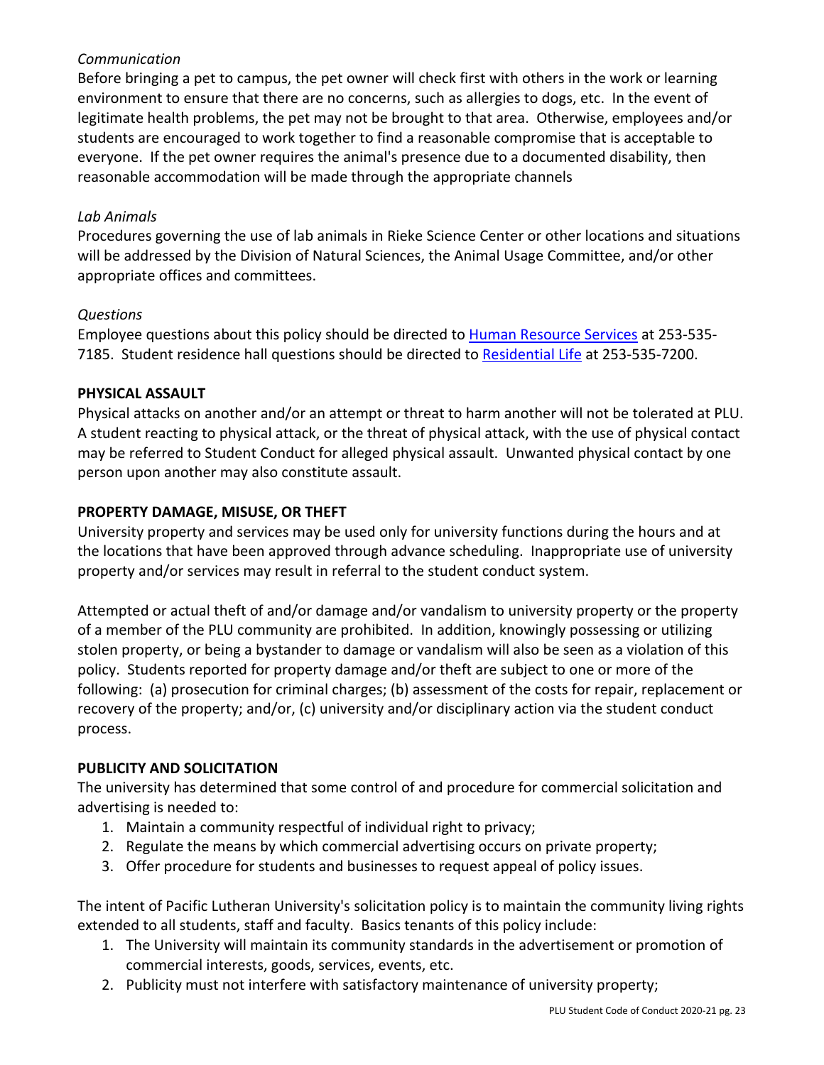*Communication*

Before bringing a pet to campus, the pet owner will check first with others in the work or learning environment to ensure that there are no concerns, such as allergies to dogs, etc. In the event of legitimate health problems, the pet may not be brought to that area. Otherwise, employees and/or students are encouraged to work together to find a reasonable compromise that is acceptable to everyone. If the pet owner requires the animal's presence due to a documented disability, then reasonable accommodation will be made through the appropriate channels

*Lab Animals*

Procedures governing the use of lab animals in Rieke Science Center or other locations and situations will be addressed by the Division of Natural Sciences, the Animal Usage Committee, and/or other appropriate offices and committees.

*Questions*

Employee questions about this policy should be directed to Human Resource Services at 253-535-7185. Student residence hall questions should be directed to Residential Life at 253-535-7200.

**PHYSICAL ASSAULT**

Physical attacks on another and/or an attempt or threat to harm another will not be tolerated at PLU. A student reacting to physical attack, or the threat of physical attack, with the use of physical contact may be referred to Student Conduct for alleged physical assault. Unwanted physical contact by one person upon another may also constitute assault.

**PROPERTY DAMAGE, MISUSE, OR THEFT**

University property and services may be used only for university functions during the hours and at the locations that have been approved through advance scheduling. Inappropriate use of university property and/or services may result in referral to the student conduct system.

Attempted or actual theft of and/or damage and/or vandalism to university property or the property of a member of the PLU community are prohibited. In addition, knowingly possessing or utilizing stolen property, or being a bystander to damage or vandalism will also be seen as a violation of this policy. Students reported for property damage and/or theft are subject to one or more of the following: (a) prosecution for criminal charges; (b) assessment of the costs for repair, replacement or recovery of the property; and/or, (c) university and/or disciplinary action via the student conduct process.

**PUBLICITY AND SOLICITATION**

The university has determined that some control of and procedure for commercial solicitation and advertising is needed to:

1. Maintain a community respectful of individual right to privacy;
2. Regulate the means by which commercial advertising occurs on private property;
3. Offer procedure for students and businesses to request appeal of policy issues.

The intent of Pacific Lutheran University's solicitation policy is to maintain the community living rights extended to all students, staff and faculty. Basics tenants of this policy include:

1. The University will maintain its community standards in the advertisement or promotion of commercial interests, goods, services, events, etc.
2. Publicity must not interfere with satisfactory maintenance of university property;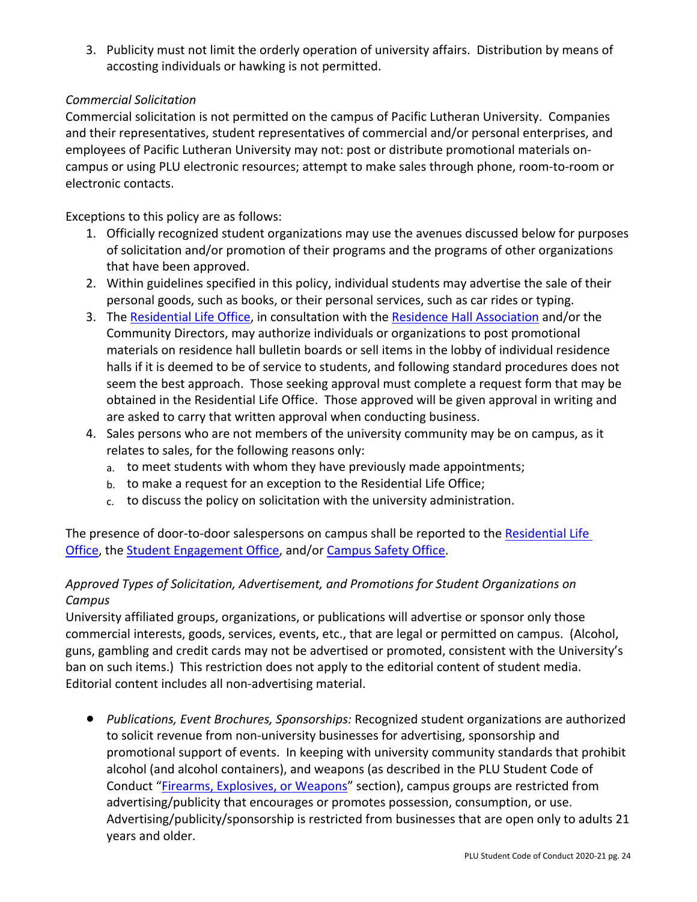3. Publicity must not limit the orderly operation of university affairs. Distribution by means of accosting individuals or hawking is not permitted.

*Commercial Solicitation*

Commercial solicitation is not permitted on the campus of Pacific Lutheran University. Companies and their representatives, student representatives of commercial and/or personal enterprises, and employees of Pacific Lutheran University may not: post or distribute promotional materials on-campus or using PLU electronic resources; attempt to make sales through phone, room-to-room or electronic contacts.

Exceptions to this policy are as follows:

1. Officially recognized student organizations may use the avenues discussed below for purposes of solicitation and/or promotion of their programs and the programs of other organizations that have been approved.
2. Within guidelines specified in this policy, individual students may advertise the sale of their personal goods, such as books, or their personal services, such as car rides or typing.
3. The Residential Life Office, in consultation with the Residence Hall Association and/or the Community Directors, may authorize individuals or organizations to post promotional materials on residence hall bulletin boards or sell items in the lobby of individual residence halls if it is deemed to be of service to students, and following standard procedures does not seem the best approach. Those seeking approval must complete a request form that may be obtained in the Residential Life Office. Those approved will be given approval in writing and are asked to carry that written approval when conducting business.
4. Sales persons who are not members of the university community may be on campus, as it relates to sales, for the following reasons only:
   a. to meet students with whom they have previously made appointments;
   b. to make a request for an exception to the Residential Life Office;
   c. to discuss the policy on solicitation with the university administration.

The presence of door-to-door salespersons on campus shall be reported to the Residential Life Office, the Student Engagement Office, and/or Campus Safety Office.

*Approved Types of Solicitation, Advertisement, and Promotions for Student Organizations on Campus*

University affiliated groups, organizations, or publications will advertise or sponsor only those commercial interests, goods, services, events, etc., that are legal or permitted on campus. (Alcohol, guns, gambling and credit cards may not be advertised or promoted, consistent with the University's ban on such items.) This restriction does not apply to the editorial content of student media. Editorial content includes all non-advertising material.

- *Publications, Event Brochures, Sponsorships:* Recognized student organizations are authorized to solicit revenue from non-university businesses for advertising, sponsorship and promotional support of events. In keeping with university community standards that prohibit alcohol (and alcohol containers), and weapons (as described in the PLU Student Code of Conduct "Firearms, Explosives, or Weapons" section), campus groups are restricted from advertising/publicity that encourages or promotes possession, consumption, or use. Advertising/publicity/sponsorship is restricted from businesses that are open only to adults 21 years and older.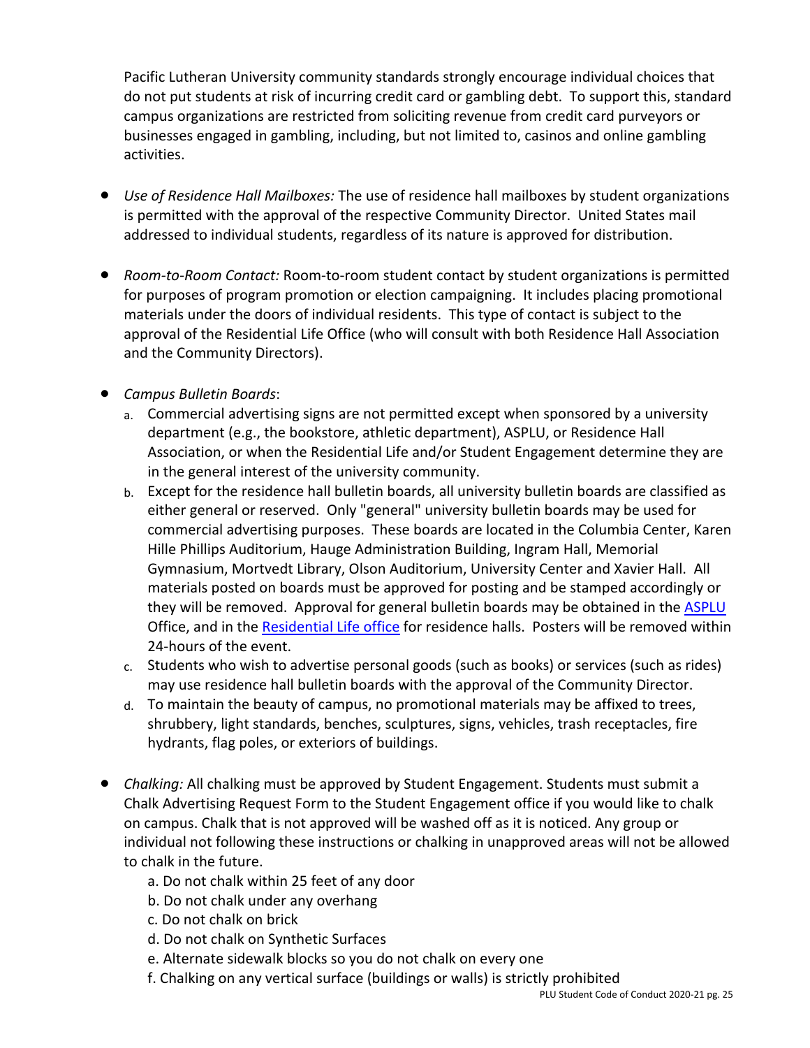Pacific Lutheran University community standards strongly encourage individual choices that do not put students at risk of incurring credit card or gambling debt. To support this, standard campus organizations are restricted from soliciting revenue from credit card purveyors or businesses engaged in gambling, including, but not limited to, casinos and online gambling activities.

- *Use of Residence Hall Mailboxes:* The use of residence hall mailboxes by student organizations is permitted with the approval of the respective Community Director. United States mail addressed to individual students, regardless of its nature is approved for distribution.

- *Room-to-Room Contact:* Room-to-room student contact by student organizations is permitted for purposes of program promotion or election campaigning. It includes placing promotional materials under the doors of individual residents. This type of contact is subject to the approval of the Residential Life Office (who will consult with both Residence Hall Association and the Community Directors).

- *Campus Bulletin Boards*:
  a. Commercial advertising signs are not permitted except when sponsored by a university department (e.g., the bookstore, athletic department), ASPLU, or Residence Hall Association, or when the Residential Life and/or Student Engagement determine they are in the general interest of the university community.
  b. Except for the residence hall bulletin boards, all university bulletin boards are classified as either general or reserved. Only "general" university bulletin boards may be used for commercial advertising purposes. These boards are located in the Columbia Center, Karen Hille Phillips Auditorium, Hauge Administration Building, Ingram Hall, Memorial Gymnasium, Mortvedt Library, Olson Auditorium, University Center and Xavier Hall. All materials posted on boards must be approved for posting and be stamped accordingly or they will be removed. Approval for general bulletin boards may be obtained in the ASPLU Office, and in the Residential Life office for residence halls. Posters will be removed within 24-hours of the event.
  c. Students who wish to advertise personal goods (such as books) or services (such as rides) may use residence hall bulletin boards with the approval of the Community Director.
  d. To maintain the beauty of campus, no promotional materials may be affixed to trees, shrubbery, light standards, benches, sculptures, signs, vehicles, trash receptacles, fire hydrants, flag poles, or exteriors of buildings.

- *Chalking:* All chalking must be approved by Student Engagement. Students must submit a Chalk Advertising Request Form to the Student Engagement office if you would like to chalk on campus. Chalk that is not approved will be washed off as it is noticed. Any group or individual not following these instructions or chalking in unapproved areas will not be allowed to chalk in the future.
  a. Do not chalk within 25 feet of any door
  b. Do not chalk under any overhang
  c. Do not chalk on brick
  d. Do not chalk on Synthetic Surfaces
  e. Alternate sidewalk blocks so you do not chalk on every one
  f. Chalking on any vertical surface (buildings or walls) is strictly prohibited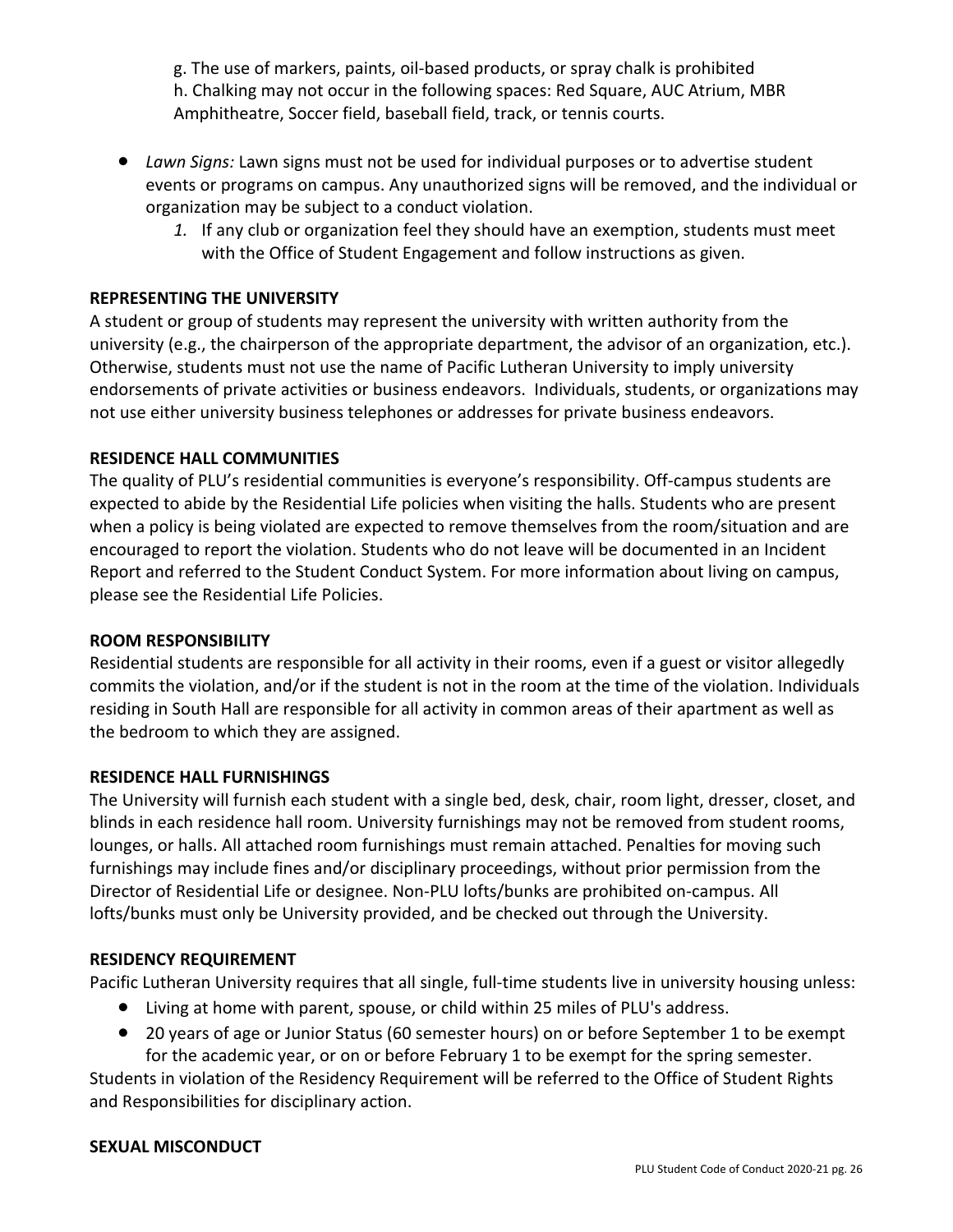g. The use of markers, paints, oil-based products, or spray chalk is prohibited
h. Chalking may not occur in the following spaces: Red Square, AUC Atrium, MBR Amphitheatre, Soccer field, baseball field, track, or tennis courts.

- *Lawn Signs:* Lawn signs must not be used for individual purposes or to advertise student events or programs on campus. Any unauthorized signs will be removed, and the individual or organization may be subject to a conduct violation.
    1. If any club or organization feel they should have an exemption, students must meet with the Office of Student Engagement and follow instructions as given.

**REPRESENTING THE UNIVERSITY**

A student or group of students may represent the university with written authority from the university (e.g., the chairperson of the appropriate department, the advisor of an organization, etc.). Otherwise, students must not use the name of Pacific Lutheran University to imply university endorsements of private activities or business endeavors. Individuals, students, or organizations may not use either university business telephones or addresses for private business endeavors.

**RESIDENCE HALL COMMUNITIES**

The quality of PLU's residential communities is everyone's responsibility. Off-campus students are expected to abide by the Residential Life policies when visiting the halls. Students who are present when a policy is being violated are expected to remove themselves from the room/situation and are encouraged to report the violation. Students who do not leave will be documented in an Incident Report and referred to the Student Conduct System. For more information about living on campus, please see the Residential Life Policies.

**ROOM RESPONSIBILITY**

Residential students are responsible for all activity in their rooms, even if a guest or visitor allegedly commits the violation, and/or if the student is not in the room at the time of the violation. Individuals residing in South Hall are responsible for all activity in common areas of their apartment as well as the bedroom to which they are assigned.

**RESIDENCE HALL FURNISHINGS**

The University will furnish each student with a single bed, desk, chair, room light, dresser, closet, and blinds in each residence hall room. University furnishings may not be removed from student rooms, lounges, or halls. All attached room furnishings must remain attached. Penalties for moving such furnishings may include fines and/or disciplinary proceedings, without prior permission from the Director of Residential Life or designee. Non-PLU lofts/bunks are prohibited on-campus. All lofts/bunks must only be University provided, and be checked out through the University.

**RESIDENCY REQUIREMENT**

Pacific Lutheran University requires that all single, full-time students live in university housing unless:

- Living at home with parent, spouse, or child within 25 miles of PLU's address.
- 20 years of age or Junior Status (60 semester hours) on or before September 1 to be exempt for the academic year, or on or before February 1 to be exempt for the spring semester.

Students in violation of the Residency Requirement will be referred to the Office of Student Rights and Responsibilities for disciplinary action.

**SEXUAL MISCONDUCT**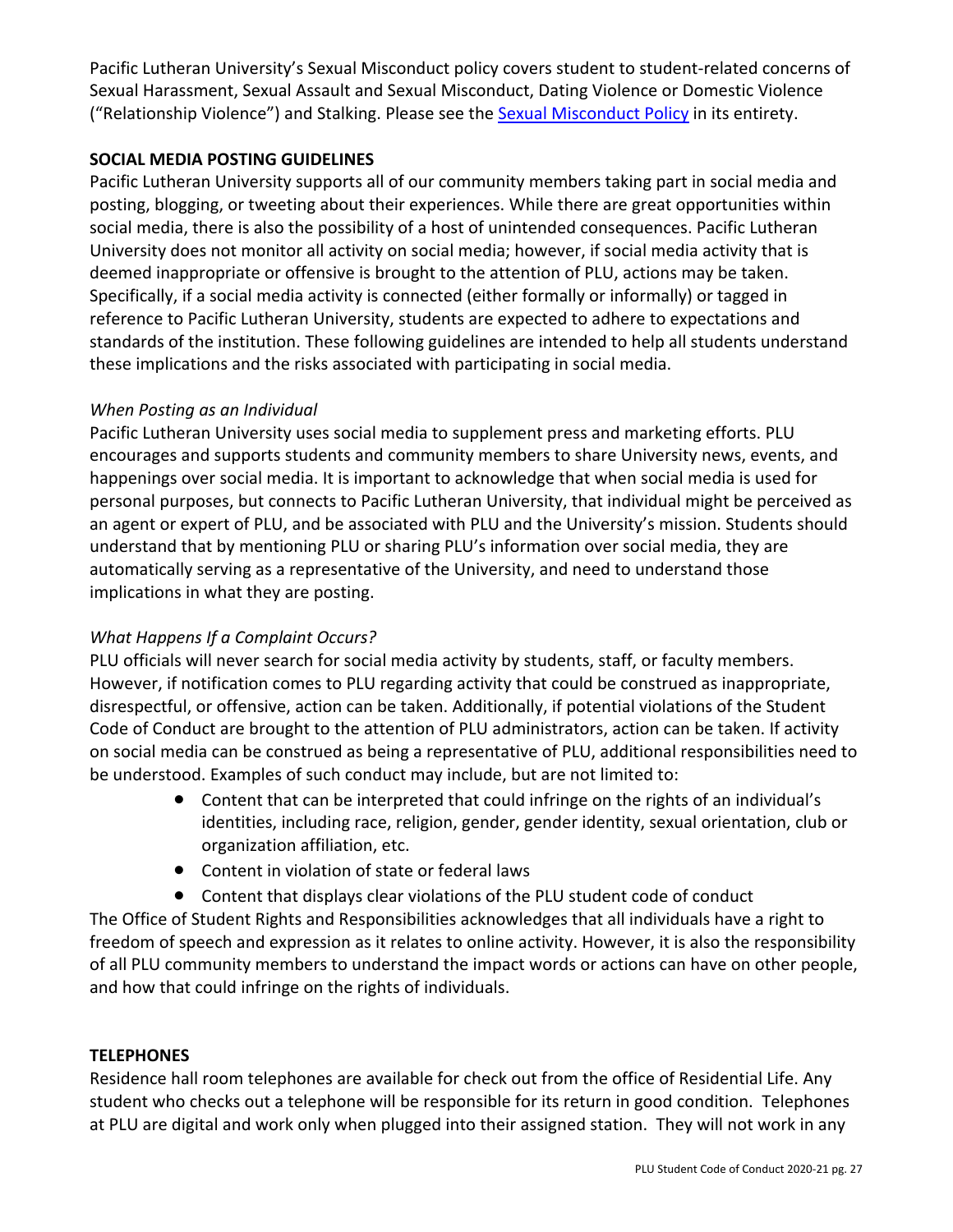Pacific Lutheran University's Sexual Misconduct policy covers student to student-related concerns of Sexual Harassment, Sexual Assault and Sexual Misconduct, Dating Violence or Domestic Violence ("Relationship Violence") and Stalking. Please see the [Sexual Misconduct Policy] in its entirety.

## SOCIAL MEDIA POSTING GUIDELINES

Pacific Lutheran University supports all of our community members taking part in social media and posting, blogging, or tweeting about their experiences. While there are great opportunities within social media, there is also the possibility of a host of unintended consequences. Pacific Lutheran University does not monitor all activity on social media; however, if social media activity that is deemed inappropriate or offensive is brought to the attention of PLU, actions may be taken. Specifically, if a social media activity is connected (either formally or informally) or tagged in reference to Pacific Lutheran University, students are expected to adhere to expectations and standards of the institution. These following guidelines are intended to help all students understand these implications and the risks associated with participating in social media.

### *When Posting as an Individual*

Pacific Lutheran University uses social media to supplement press and marketing efforts. PLU encourages and supports students and community members to share University news, events, and happenings over social media. It is important to acknowledge that when social media is used for personal purposes, but connects to Pacific Lutheran University, that individual might be perceived as an agent or expert of PLU, and be associated with PLU and the University's mission. Students should understand that by mentioning PLU or sharing PLU's information over social media, they are automatically serving as a representative of the University, and need to understand those implications in what they are posting.

### *What Happens If a Complaint Occurs?*

PLU officials will never search for social media activity by students, staff, or faculty members. However, if notification comes to PLU regarding activity that could be construed as inappropriate, disrespectful, or offensive, action can be taken. Additionally, if potential violations of the Student Code of Conduct are brought to the attention of PLU administrators, action can be taken. If activity on social media can be construed as being a representative of PLU, additional responsibilities need to be understood. Examples of such conduct may include, but are not limited to:

- Content that can be interpreted that could infringe on the rights of an individual's identities, including race, religion, gender, gender identity, sexual orientation, club or organization affiliation, etc.
- Content in violation of state or federal laws
- Content that displays clear violations of the PLU student code of conduct

The Office of Student Rights and Responsibilities acknowledges that all individuals have a right to freedom of speech and expression as it relates to online activity. However, it is also the responsibility of all PLU community members to understand the impact words or actions can have on other people, and how that could infringe on the rights of individuals.

## TELEPHONES

Residence hall room telephones are available for check out from the office of Residential Life. Any student who checks out a telephone will be responsible for its return in good condition. Telephones at PLU are digital and work only when plugged into their assigned station. They will not work in any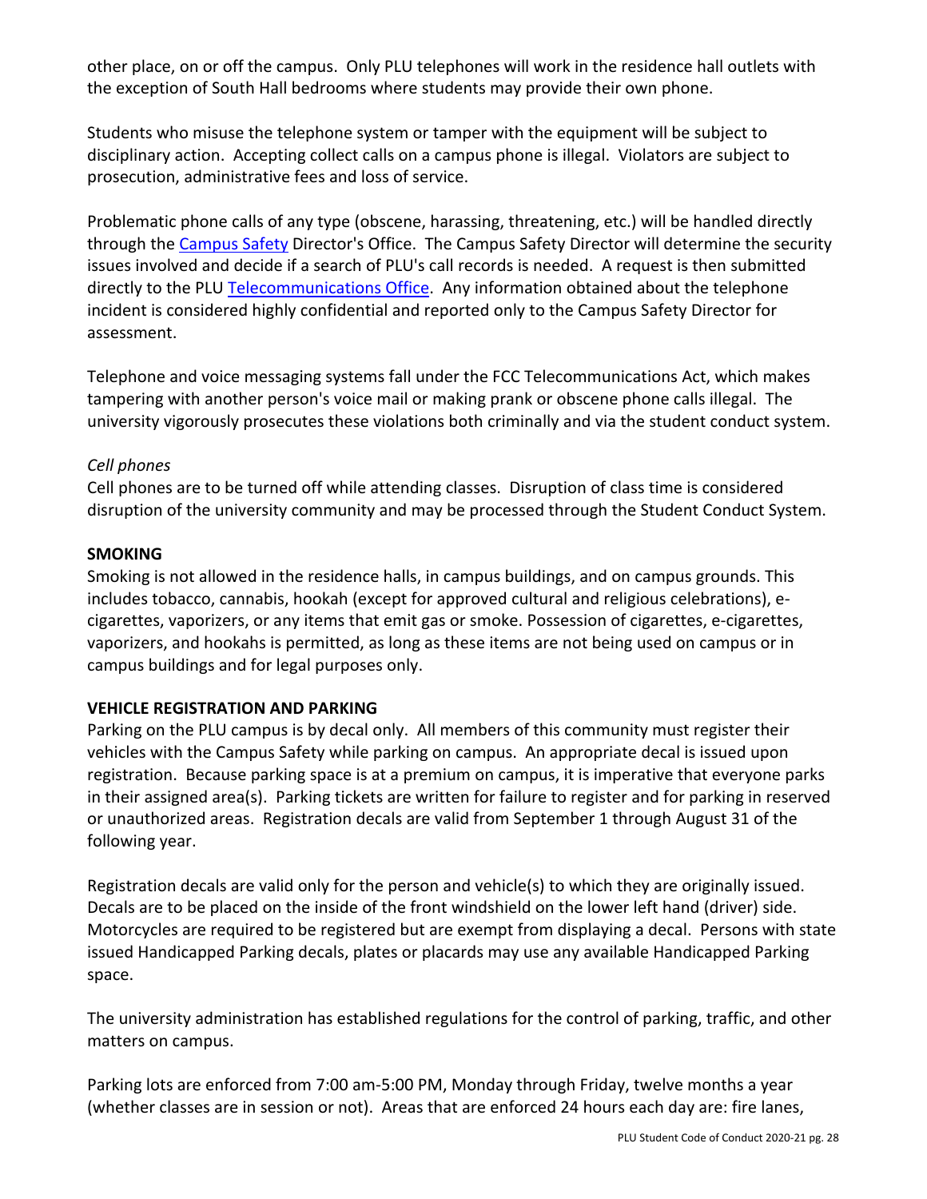other place, on or off the campus. Only PLU telephones will work in the residence hall outlets with the exception of South Hall bedrooms where students may provide their own phone.

Students who misuse the telephone system or tamper with the equipment will be subject to disciplinary action. Accepting collect calls on a campus phone is illegal. Violators are subject to prosecution, administrative fees and loss of service.

Problematic phone calls of any type (obscene, harassing, threatening, etc.) will be handled directly through the Campus Safety Director's Office. The Campus Safety Director will determine the security issues involved and decide if a search of PLU's call records is needed. A request is then submitted directly to the PLU Telecommunications Office. Any information obtained about the telephone incident is considered highly confidential and reported only to the Campus Safety Director for assessment.

Telephone and voice messaging systems fall under the FCC Telecommunications Act, which makes tampering with another person's voice mail or making prank or obscene phone calls illegal. The university vigorously prosecutes these violations both criminally and via the student conduct system.

*Cell phones*

Cell phones are to be turned off while attending classes. Disruption of class time is considered disruption of the university community and may be processed through the Student Conduct System.

**SMOKING**

Smoking is not allowed in the residence halls, in campus buildings, and on campus grounds. This includes tobacco, cannabis, hookah (except for approved cultural and religious celebrations), e-cigarettes, vaporizers, or any items that emit gas or smoke. Possession of cigarettes, e-cigarettes, vaporizers, and hookahs is permitted, as long as these items are not being used on campus or in campus buildings and for legal purposes only.

**VEHICLE REGISTRATION AND PARKING**

Parking on the PLU campus is by decal only. All members of this community must register their vehicles with the Campus Safety while parking on campus. An appropriate decal is issued upon registration. Because parking space is at a premium on campus, it is imperative that everyone parks in their assigned area(s). Parking tickets are written for failure to register and for parking in reserved or unauthorized areas. Registration decals are valid from September 1 through August 31 of the following year.

Registration decals are valid only for the person and vehicle(s) to which they are originally issued. Decals are to be placed on the inside of the front windshield on the lower left hand (driver) side. Motorcycles are required to be registered but are exempt from displaying a decal. Persons with state issued Handicapped Parking decals, plates or placards may use any available Handicapped Parking space.

The university administration has established regulations for the control of parking, traffic, and other matters on campus.

Parking lots are enforced from 7:00 am-5:00 PM, Monday through Friday, twelve months a year (whether classes are in session or not). Areas that are enforced 24 hours each day are: fire lanes,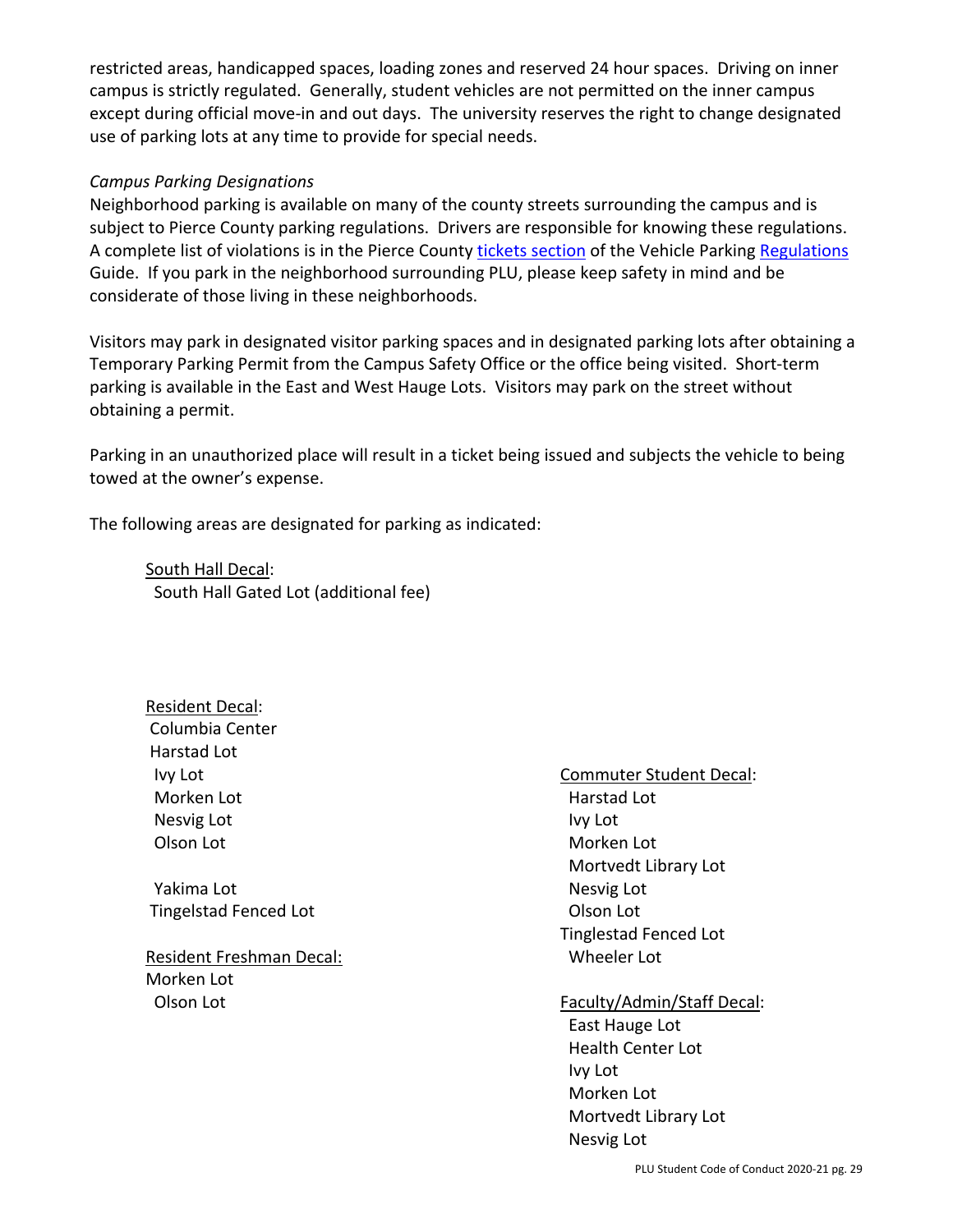restricted areas, handicapped spaces, loading zones and reserved 24 hour spaces. Driving on inner campus is strictly regulated. Generally, student vehicles are not permitted on the inner campus except during official move-in and out days. The university reserves the right to change designated use of parking lots at any time to provide for special needs.

*Campus Parking Designations*

Neighborhood parking is available on many of the county streets surrounding the campus and is subject to Pierce County parking regulations. Drivers are responsible for knowing these regulations. A complete list of violations is in the Pierce County tickets section of the Vehicle Parking Regulations Guide. If you park in the neighborhood surrounding PLU, please keep safety in mind and be considerate of those living in these neighborhoods.

Visitors may park in designated visitor parking spaces and in designated parking lots after obtaining a Temporary Parking Permit from the Campus Safety Office or the office being visited. Short-term parking is available in the East and West Hauge Lots. Visitors may park on the street without obtaining a permit.

Parking in an unauthorized place will result in a ticket being issued and subjects the vehicle to being towed at the owner's expense.

The following areas are designated for parking as indicated:

South Hall Decal:
- South Hall Gated Lot (additional fee)

Resident Decal:
- Columbia Center
- Harstad Lot
- Ivy Lot
- Morken Lot
- Nesvig Lot
- Olson Lot
- Yakima Lot
- Tingelstad Fenced Lot

Resident Freshman Decal:
- Morken Lot
- Olson Lot

Commuter Student Decal:
- Harstad Lot
- Ivy Lot
- Morken Lot
- Mortvedt Library Lot
- Nesvig Lot
- Olson Lot
- Tinglestad Fenced Lot
- Wheeler Lot

Faculty/Admin/Staff Decal:
- East Hauge Lot
- Health Center Lot
- Ivy Lot
- Morken Lot
- Mortvedt Library Lot
- Nesvig Lot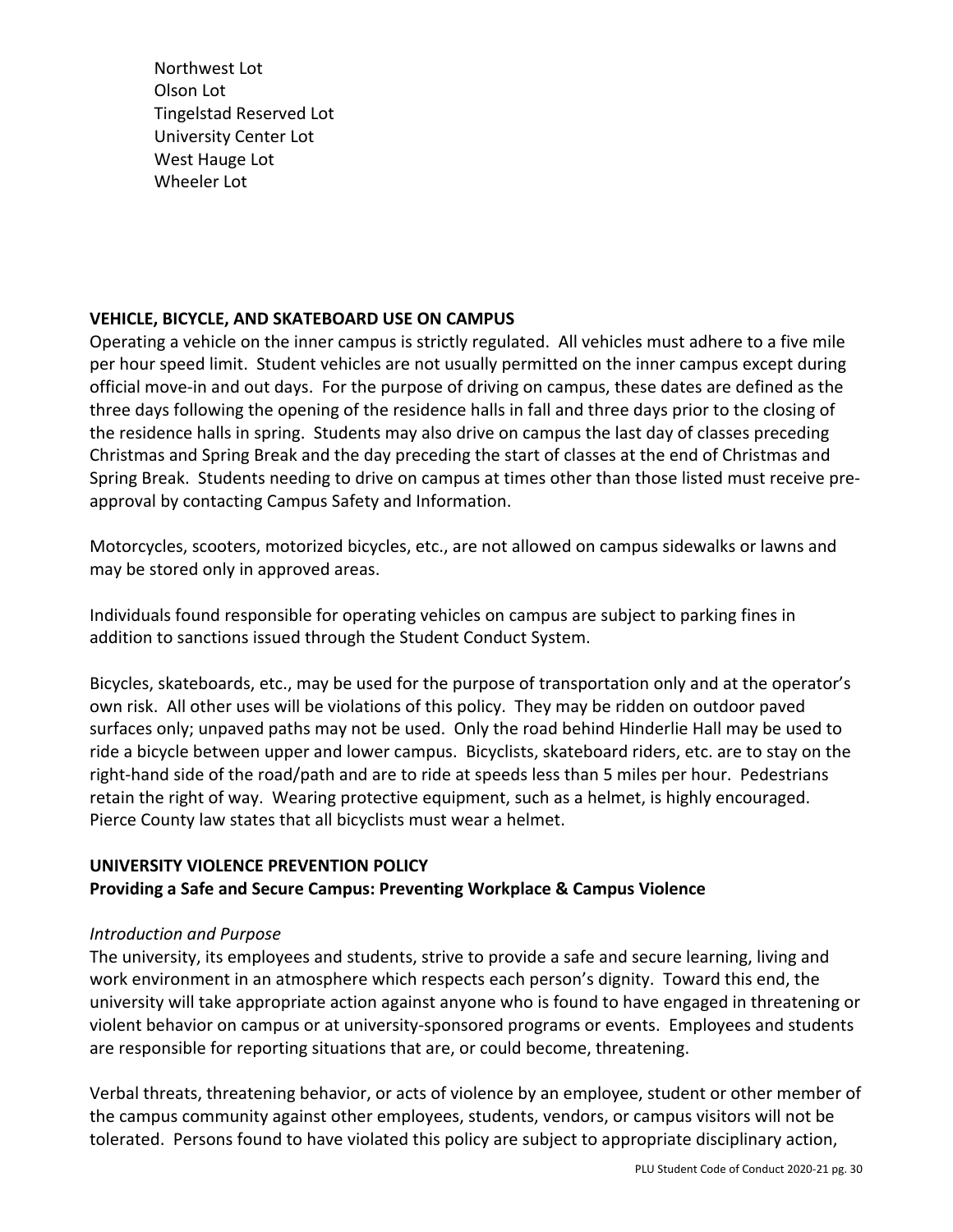Northwest Lot
Olson Lot
Tingelstad Reserved Lot
University Center Lot
West Hauge Lot
Wheeler Lot

## VEHICLE, BICYCLE, AND SKATEBOARD USE ON CAMPUS

Operating a vehicle on the inner campus is strictly regulated. All vehicles must adhere to a five mile per hour speed limit. Student vehicles are not usually permitted on the inner campus except during official move-in and out days. For the purpose of driving on campus, these dates are defined as the three days following the opening of the residence halls in fall and three days prior to the closing of the residence halls in spring. Students may also drive on campus the last day of classes preceding Christmas and Spring Break and the day preceding the start of classes at the end of Christmas and Spring Break. Students needing to drive on campus at times other than those listed must receive pre-approval by contacting Campus Safety and Information.

Motorcycles, scooters, motorized bicycles, etc., are not allowed on campus sidewalks or lawns and may be stored only in approved areas.

Individuals found responsible for operating vehicles on campus are subject to parking fines in addition to sanctions issued through the Student Conduct System.

Bicycles, skateboards, etc., may be used for the purpose of transportation only and at the operator's own risk. All other uses will be violations of this policy. They may be ridden on outdoor paved surfaces only; unpaved paths may not be used. Only the road behind Hinderlie Hall may be used to ride a bicycle between upper and lower campus. Bicyclists, skateboard riders, etc. are to stay on the right-hand side of the road/path and are to ride at speeds less than 5 miles per hour. Pedestrians retain the right of way. Wearing protective equipment, such as a helmet, is highly encouraged. Pierce County law states that all bicyclists must wear a helmet.

## UNIVERSITY VIOLENCE PREVENTION POLICY

### Providing a Safe and Secure Campus: Preventing Workplace & Campus Violence

*Introduction and Purpose*

The university, its employees and students, strive to provide a safe and secure learning, living and work environment in an atmosphere which respects each person's dignity. Toward this end, the university will take appropriate action against anyone who is found to have engaged in threatening or violent behavior on campus or at university-sponsored programs or events. Employees and students are responsible for reporting situations that are, or could become, threatening.

Verbal threats, threatening behavior, or acts of violence by an employee, student or other member of the campus community against other employees, students, vendors, or campus visitors will not be tolerated. Persons found to have violated this policy are subject to appropriate disciplinary action,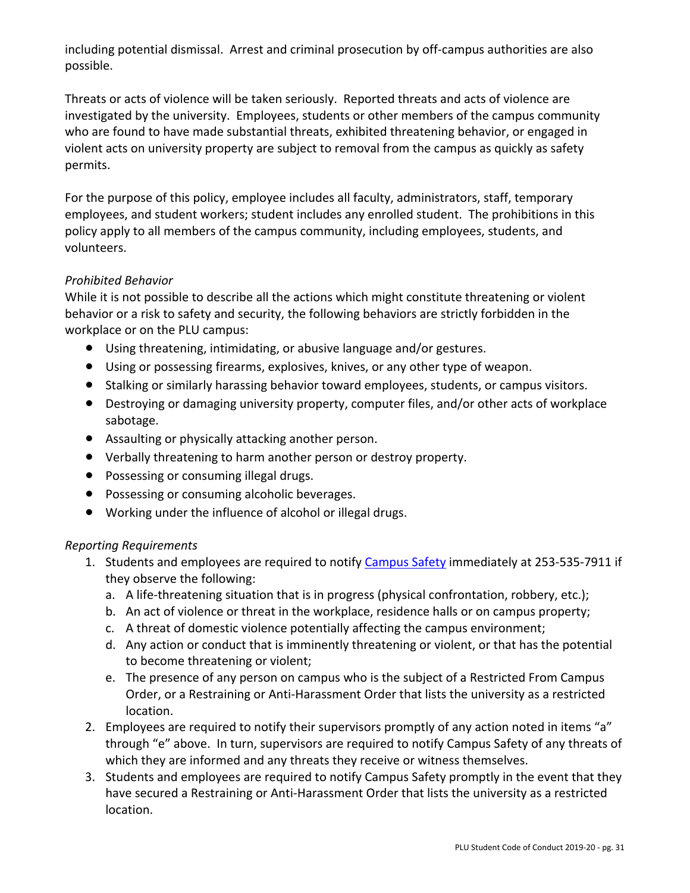including potential dismissal. Arrest and criminal prosecution by off-campus authorities are also possible.

Threats or acts of violence will be taken seriously. Reported threats and acts of violence are investigated by the university. Employees, students or other members of the campus community who are found to have made substantial threats, exhibited threatening behavior, or engaged in violent acts on university property are subject to removal from the campus as quickly as safety permits.

For the purpose of this policy, employee includes all faculty, administrators, staff, temporary employees, and student workers; student includes any enrolled student. The prohibitions in this policy apply to all members of the campus community, including employees, students, and volunteers.

*Prohibited Behavior*

While it is not possible to describe all the actions which might constitute threatening or violent behavior or a risk to safety and security, the following behaviors are strictly forbidden in the workplace or on the PLU campus:

- Using threatening, intimidating, or abusive language and/or gestures.
- Using or possessing firearms, explosives, knives, or any other type of weapon.
- Stalking or similarly harassing behavior toward employees, students, or campus visitors.
- Destroying or damaging university property, computer files, and/or other acts of workplace sabotage.
- Assaulting or physically attacking another person.
- Verbally threatening to harm another person or destroy property.
- Possessing or consuming illegal drugs.
- Possessing or consuming alcoholic beverages.
- Working under the influence of alcohol or illegal drugs.

*Reporting Requirements*

1. Students and employees are required to notify Campus Safety immediately at 253-535-7911 if they observe the following:
   a. A life-threatening situation that is in progress (physical confrontation, robbery, etc.);
   b. An act of violence or threat in the workplace, residence halls or on campus property;
   c. A threat of domestic violence potentially affecting the campus environment;
   d. Any action or conduct that is imminently threatening or violent, or that has the potential to become threatening or violent;
   e. The presence of any person on campus who is the subject of a Restricted From Campus Order, or a Restraining or Anti-Harassment Order that lists the university as a restricted location.
2. Employees are required to notify their supervisors promptly of any action noted in items "a" through "e" above. In turn, supervisors are required to notify Campus Safety of any threats of which they are informed and any threats they receive or witness themselves.
3. Students and employees are required to notify Campus Safety promptly in the event that they have secured a Restraining or Anti-Harassment Order that lists the university as a restricted location.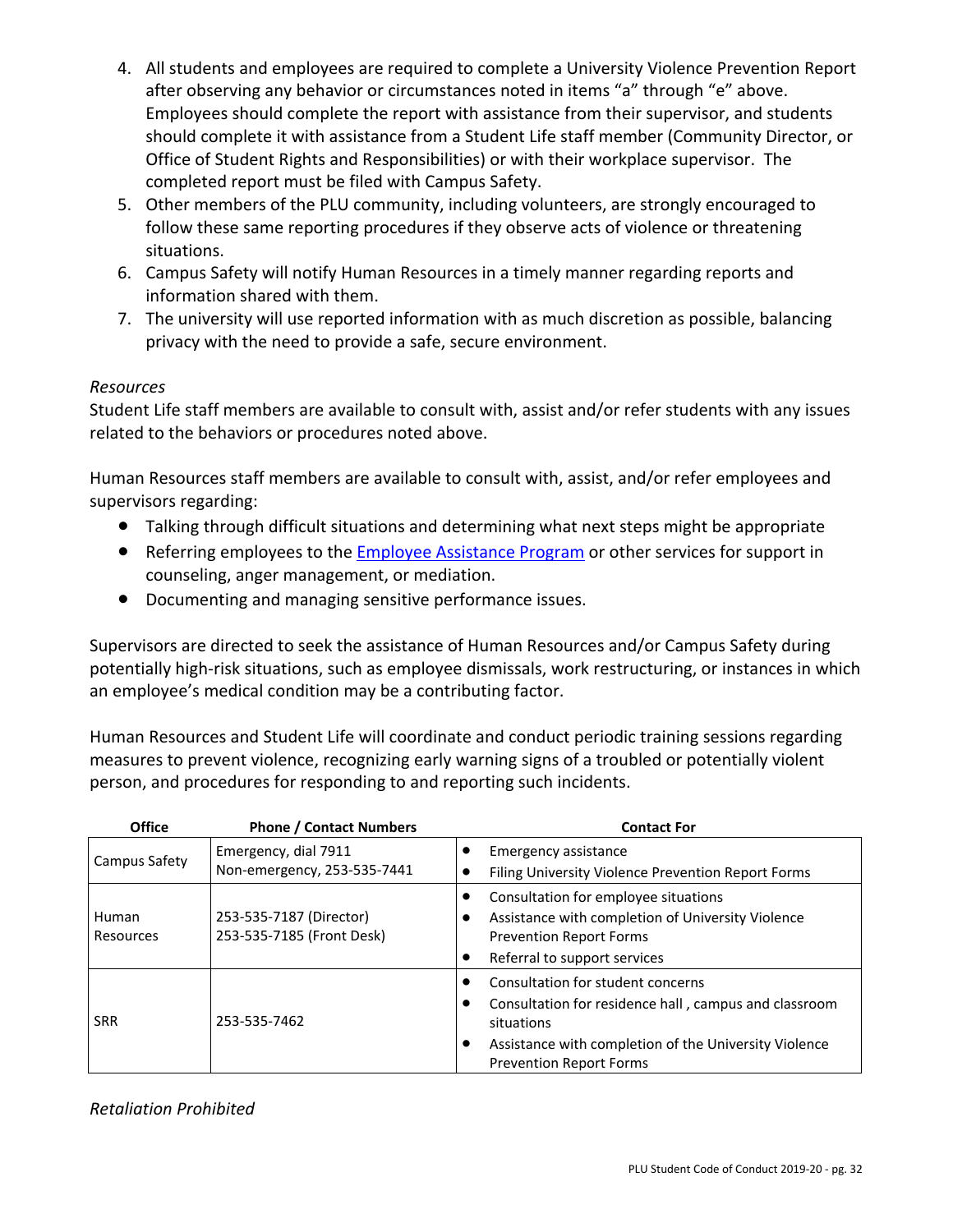4. All students and employees are required to complete a University Violence Prevention Report after observing any behavior or circumstances noted in items "a" through "e" above. Employees should complete the report with assistance from their supervisor, and students should complete it with assistance from a Student Life staff member (Community Director, or Office of Student Rights and Responsibilities) or with their workplace supervisor. The completed report must be filed with Campus Safety.
5. Other members of the PLU community, including volunteers, are strongly encouraged to follow these same reporting procedures if they observe acts of violence or threatening situations.
6. Campus Safety will notify Human Resources in a timely manner regarding reports and information shared with them.
7. The university will use reported information with as much discretion as possible, balancing privacy with the need to provide a safe, secure environment.

*Resources*

Student Life staff members are available to consult with, assist and/or refer students with any issues related to the behaviors or procedures noted above.

Human Resources staff members are available to consult with, assist, and/or refer employees and supervisors regarding:

- Talking through difficult situations and determining what next steps might be appropriate
- Referring employees to the Employee Assistance Program or other services for support in counseling, anger management, or mediation.
- Documenting and managing sensitive performance issues.

Supervisors are directed to seek the assistance of Human Resources and/or Campus Safety during potentially high-risk situations, such as employee dismissals, work restructuring, or instances in which an employee's medical condition may be a contributing factor.

Human Resources and Student Life will coordinate and conduct periodic training sessions regarding measures to prevent violence, recognizing early warning signs of a troubled or potentially violent person, and procedures for responding to and reporting such incidents.

| Office | Phone / Contact Numbers | Contact For |
|---|---|---|
| Campus Safety | Emergency, dial 7911<br>Non-emergency, 253-535-7441 | • Emergency assistance<br>• Filing University Violence Prevention Report Forms |
| Human Resources | 253-535-7187 (Director)<br>253-535-7185 (Front Desk) | • Consultation for employee situations<br>• Assistance with completion of University Violence Prevention Report Forms<br>• Referral to support services |
| SRR | 253-535-7462 | • Consultation for student concerns<br>• Consultation for residence hall , campus and classroom situations<br>• Assistance with completion of the University Violence Prevention Report Forms |

*Retaliation Prohibited*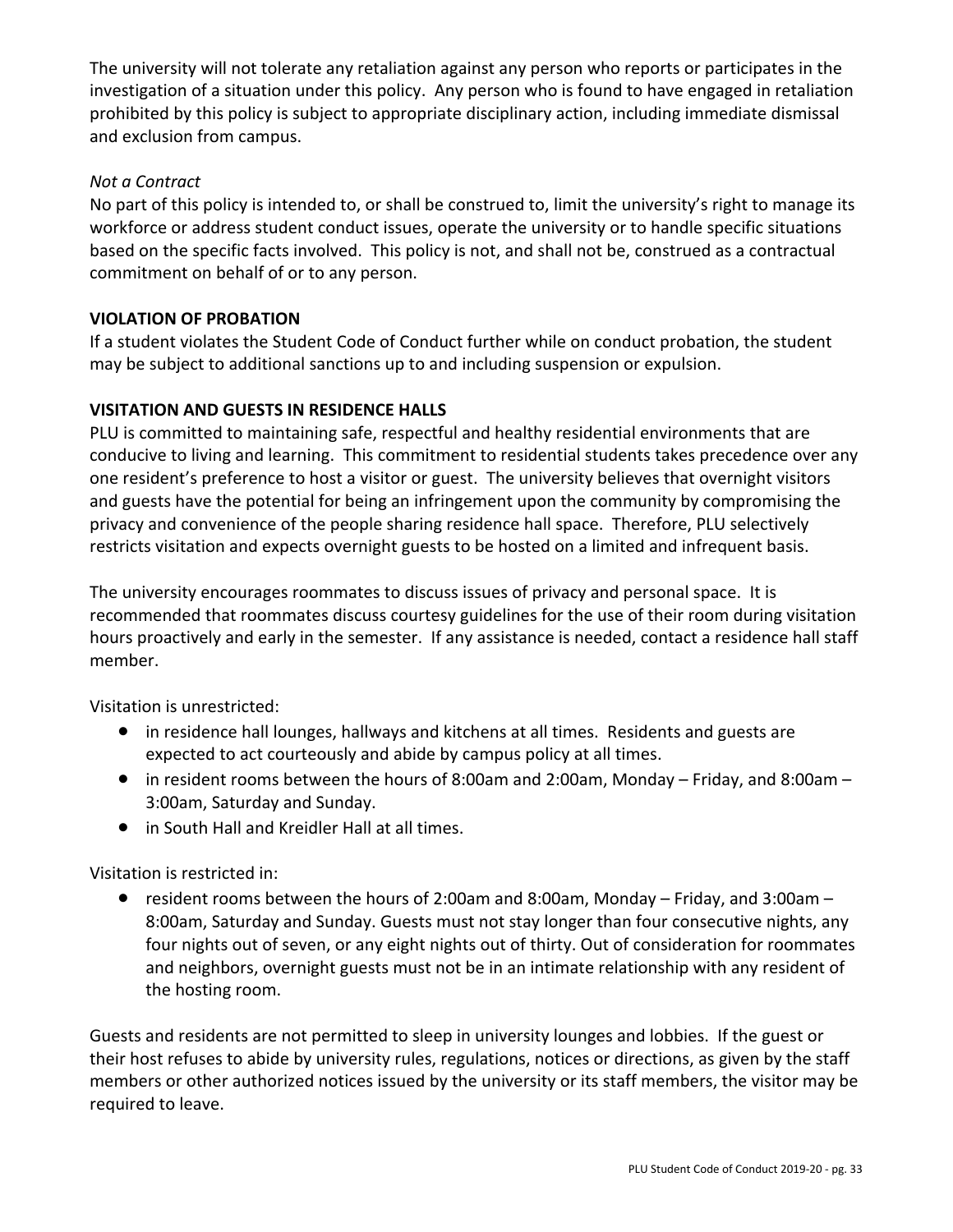The university will not tolerate any retaliation against any person who reports or participates in the investigation of a situation under this policy. Any person who is found to have engaged in retaliation prohibited by this policy is subject to appropriate disciplinary action, including immediate dismissal and exclusion from campus.

*Not a Contract*

No part of this policy is intended to, or shall be construed to, limit the university's right to manage its workforce or address student conduct issues, operate the university or to handle specific situations based on the specific facts involved. This policy is not, and shall not be, construed as a contractual commitment on behalf of or to any person.

**VIOLATION OF PROBATION**

If a student violates the Student Code of Conduct further while on conduct probation, the student may be subject to additional sanctions up to and including suspension or expulsion.

**VISITATION AND GUESTS IN RESIDENCE HALLS**

PLU is committed to maintaining safe, respectful and healthy residential environments that are conducive to living and learning. This commitment to residential students takes precedence over any one resident's preference to host a visitor or guest. The university believes that overnight visitors and guests have the potential for being an infringement upon the community by compromising the privacy and convenience of the people sharing residence hall space. Therefore, PLU selectively restricts visitation and expects overnight guests to be hosted on a limited and infrequent basis.

The university encourages roommates to discuss issues of privacy and personal space. It is recommended that roommates discuss courtesy guidelines for the use of their room during visitation hours proactively and early in the semester. If any assistance is needed, contact a residence hall staff member.

Visitation is unrestricted:

- in residence hall lounges, hallways and kitchens at all times. Residents and guests are expected to act courteously and abide by campus policy at all times.
- in resident rooms between the hours of 8:00am and 2:00am, Monday – Friday, and 8:00am – 3:00am, Saturday and Sunday.
- in South Hall and Kreidler Hall at all times.

Visitation is restricted in:

- resident rooms between the hours of 2:00am and 8:00am, Monday – Friday, and 3:00am – 8:00am, Saturday and Sunday. Guests must not stay longer than four consecutive nights, any four nights out of seven, or any eight nights out of thirty. Out of consideration for roommates and neighbors, overnight guests must not be in an intimate relationship with any resident of the hosting room.

Guests and residents are not permitted to sleep in university lounges and lobbies. If the guest or their host refuses to abide by university rules, regulations, notices or directions, as given by the staff members or other authorized notices issued by the university or its staff members, the visitor may be required to leave.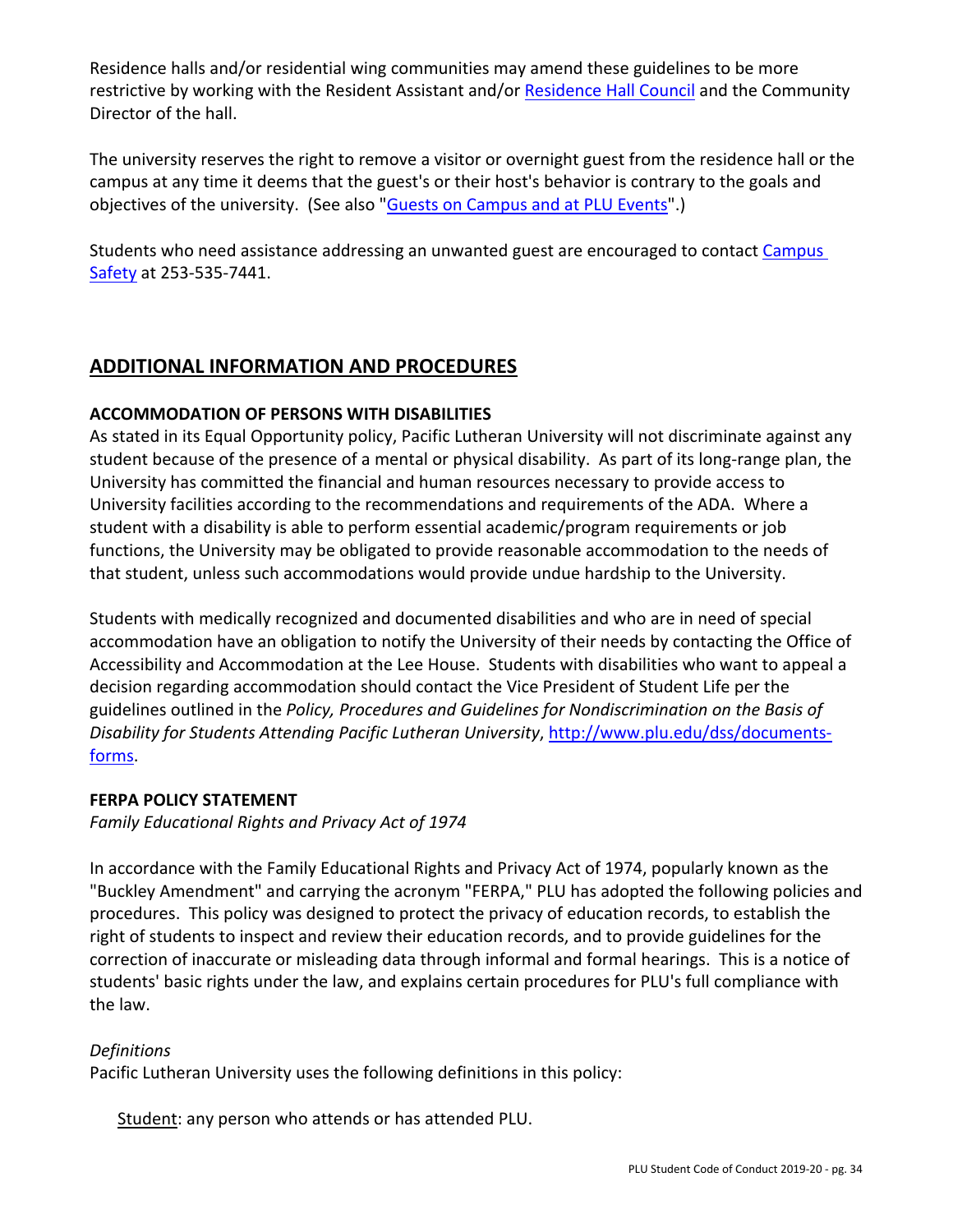Residence halls and/or residential wing communities may amend these guidelines to be more restrictive by working with the Resident Assistant and/or Residence Hall Council and the Community Director of the hall.

The university reserves the right to remove a visitor or overnight guest from the residence hall or the campus at any time it deems that the guest's or their host's behavior is contrary to the goals and objectives of the university. (See also "Guests on Campus and at PLU Events".)

Students who need assistance addressing an unwanted guest are encouraged to contact Campus Safety at 253-535-7441.

## ADDITIONAL INFORMATION AND PROCEDURES

### ACCOMMODATION OF PERSONS WITH DISABILITIES

As stated in its Equal Opportunity policy, Pacific Lutheran University will not discriminate against any student because of the presence of a mental or physical disability. As part of its long-range plan, the University has committed the financial and human resources necessary to provide access to University facilities according to the recommendations and requirements of the ADA. Where a student with a disability is able to perform essential academic/program requirements or job functions, the University may be obligated to provide reasonable accommodation to the needs of that student, unless such accommodations would provide undue hardship to the University.

Students with medically recognized and documented disabilities and who are in need of special accommodation have an obligation to notify the University of their needs by contacting the Office of Accessibility and Accommodation at the Lee House. Students with disabilities who want to appeal a decision regarding accommodation should contact the Vice President of Student Life per the guidelines outlined in the *Policy, Procedures and Guidelines for Nondiscrimination on the Basis of Disability for Students Attending Pacific Lutheran University*, http://www.plu.edu/dss/documents-forms.

### FERPA POLICY STATEMENT

*Family Educational Rights and Privacy Act of 1974*

In accordance with the Family Educational Rights and Privacy Act of 1974, popularly known as the "Buckley Amendment" and carrying the acronym "FERPA," PLU has adopted the following policies and procedures. This policy was designed to protect the privacy of education records, to establish the right of students to inspect and review their education records, and to provide guidelines for the correction of inaccurate or misleading data through informal and formal hearings. This is a notice of students' basic rights under the law, and explains certain procedures for PLU's full compliance with the law.

*Definitions*

Pacific Lutheran University uses the following definitions in this policy:

Student: any person who attends or has attended PLU.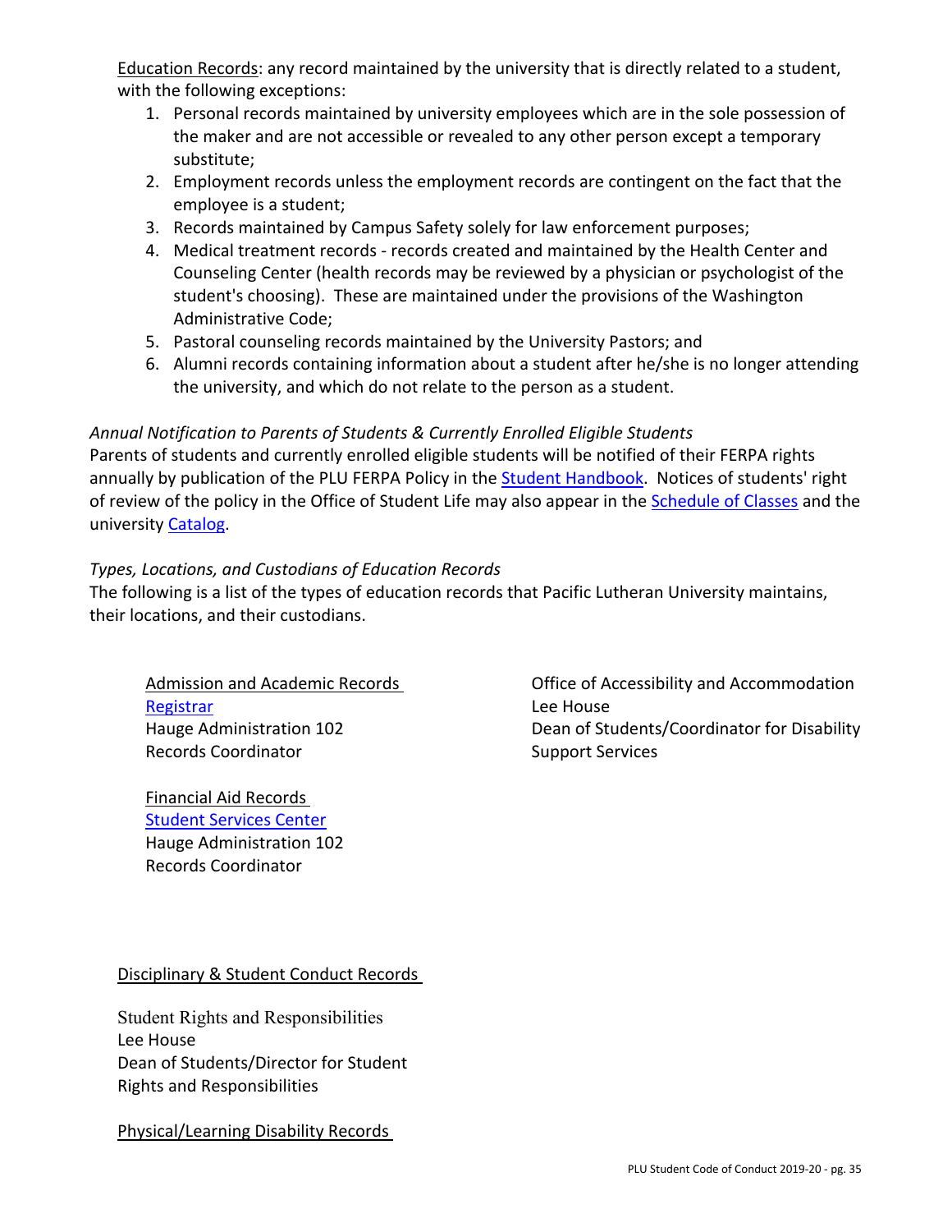Education Records: any record maintained by the university that is directly related to a student, with the following exceptions:

1. Personal records maintained by university employees which are in the sole possession of the maker and are not accessible or revealed to any other person except a temporary substitute;
2. Employment records unless the employment records are contingent on the fact that the employee is a student;
3. Records maintained by Campus Safety solely for law enforcement purposes;
4. Medical treatment records - records created and maintained by the Health Center and Counseling Center (health records may be reviewed by a physician or psychologist of the student's choosing). These are maintained under the provisions of the Washington Administrative Code;
5. Pastoral counseling records maintained by the University Pastors; and
6. Alumni records containing information about a student after he/she is no longer attending the university, and which do not relate to the person as a student.

*Annual Notification to Parents of Students & Currently Enrolled Eligible Students*

Parents of students and currently enrolled eligible students will be notified of their FERPA rights annually by publication of the PLU FERPA Policy in the Student Handbook. Notices of students' right of review of the policy in the Office of Student Life may also appear in the Schedule of Classes and the university Catalog.

*Types, Locations, and Custodians of Education Records*

The following is a list of the types of education records that Pacific Lutheran University maintains, their locations, and their custodians.

Admission and Academic Records
Registrar
Hauge Administration 102
Records Coordinator

Financial Aid Records
Student Services Center
Hauge Administration 102
Records Coordinator

Disciplinary & Student Conduct Records

Student Rights and Responsibilities
Lee House
Dean of Students/Director for Student Rights and Responsibilities

Physical/Learning Disability Records

Office of Accessibility and Accommodation
Lee House
Dean of Students/Coordinator for Disability Support Services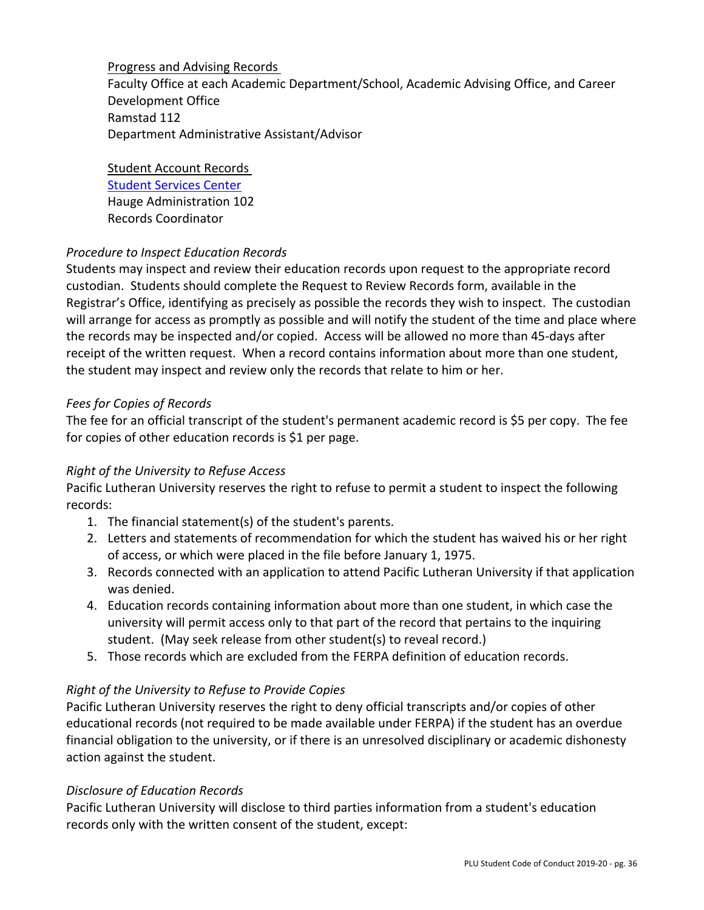Progress and Advising Records
Faculty Office at each Academic Department/School, Academic Advising Office, and Career Development Office
Ramstad 112
Department Administrative Assistant/Advisor

Student Account Records
[Student Services Center]
Hauge Administration 102
Records Coordinator

*Procedure to Inspect Education Records*

Students may inspect and review their education records upon request to the appropriate record custodian. Students should complete the Request to Review Records form, available in the Registrar's Office, identifying as precisely as possible the records they wish to inspect. The custodian will arrange for access as promptly as possible and will notify the student of the time and place where the records may be inspected and/or copied. Access will be allowed no more than 45-days after receipt of the written request. When a record contains information about more than one student, the student may inspect and review only the records that relate to him or her.

*Fees for Copies of Records*

The fee for an official transcript of the student's permanent academic record is $5 per copy. The fee for copies of other education records is $1 per page.

*Right of the University to Refuse Access*

Pacific Lutheran University reserves the right to refuse to permit a student to inspect the following records:

1. The financial statement(s) of the student's parents.
2. Letters and statements of recommendation for which the student has waived his or her right of access, or which were placed in the file before January 1, 1975.
3. Records connected with an application to attend Pacific Lutheran University if that application was denied.
4. Education records containing information about more than one student, in which case the university will permit access only to that part of the record that pertains to the inquiring student. (May seek release from other student(s) to reveal record.)
5. Those records which are excluded from the FERPA definition of education records.

*Right of the University to Refuse to Provide Copies*

Pacific Lutheran University reserves the right to deny official transcripts and/or copies of other educational records (not required to be made available under FERPA) if the student has an overdue financial obligation to the university, or if there is an unresolved disciplinary or academic dishonesty action against the student.

*Disclosure of Education Records*

Pacific Lutheran University will disclose to third parties information from a student's education records only with the written consent of the student, except: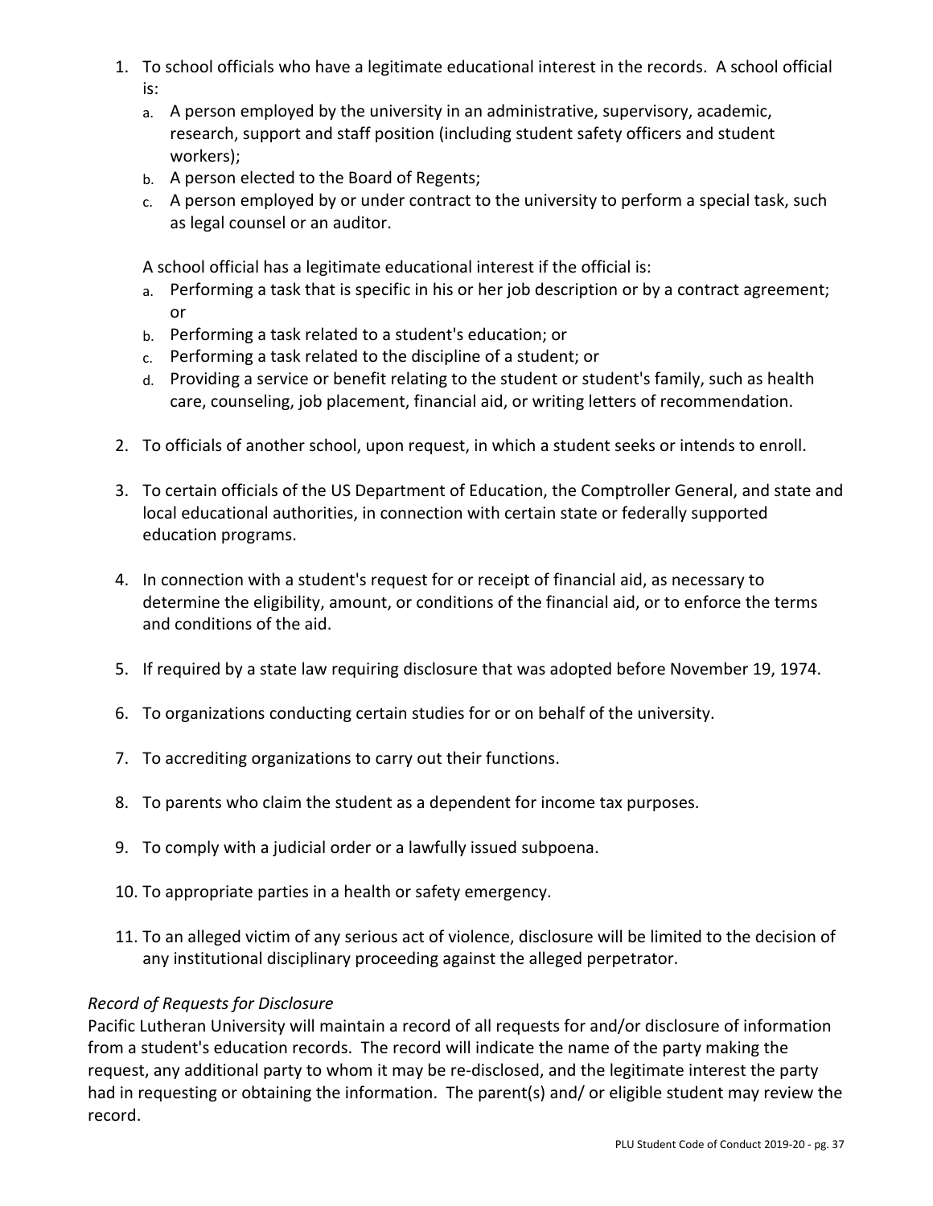1. To school officials who have a legitimate educational interest in the records. A school official is:
   a. A person employed by the university in an administrative, supervisory, academic, research, support and staff position (including student safety officers and student workers);
   b. A person elected to the Board of Regents;
   c. A person employed by or under contract to the university to perform a special task, such as legal counsel or an auditor.

   A school official has a legitimate educational interest if the official is:
   a. Performing a task that is specific in his or her job description or by a contract agreement; or
   b. Performing a task related to a student's education; or
   c. Performing a task related to the discipline of a student; or
   d. Providing a service or benefit relating to the student or student's family, such as health care, counseling, job placement, financial aid, or writing letters of recommendation.

2. To officials of another school, upon request, in which a student seeks or intends to enroll.

3. To certain officials of the US Department of Education, the Comptroller General, and state and local educational authorities, in connection with certain state or federally supported education programs.

4. In connection with a student's request for or receipt of financial aid, as necessary to determine the eligibility, amount, or conditions of the financial aid, or to enforce the terms and conditions of the aid.

5. If required by a state law requiring disclosure that was adopted before November 19, 1974.

6. To organizations conducting certain studies for or on behalf of the university.

7. To accrediting organizations to carry out their functions.

8. To parents who claim the student as a dependent for income tax purposes.

9. To comply with a judicial order or a lawfully issued subpoena.

10. To appropriate parties in a health or safety emergency.

11. To an alleged victim of any serious act of violence, disclosure will be limited to the decision of any institutional disciplinary proceeding against the alleged perpetrator.

*Record of Requests for Disclosure*

Pacific Lutheran University will maintain a record of all requests for and/or disclosure of information from a student's education records. The record will indicate the name of the party making the request, any additional party to whom it may be re-disclosed, and the legitimate interest the party had in requesting or obtaining the information. The parent(s) and/ or eligible student may review the record.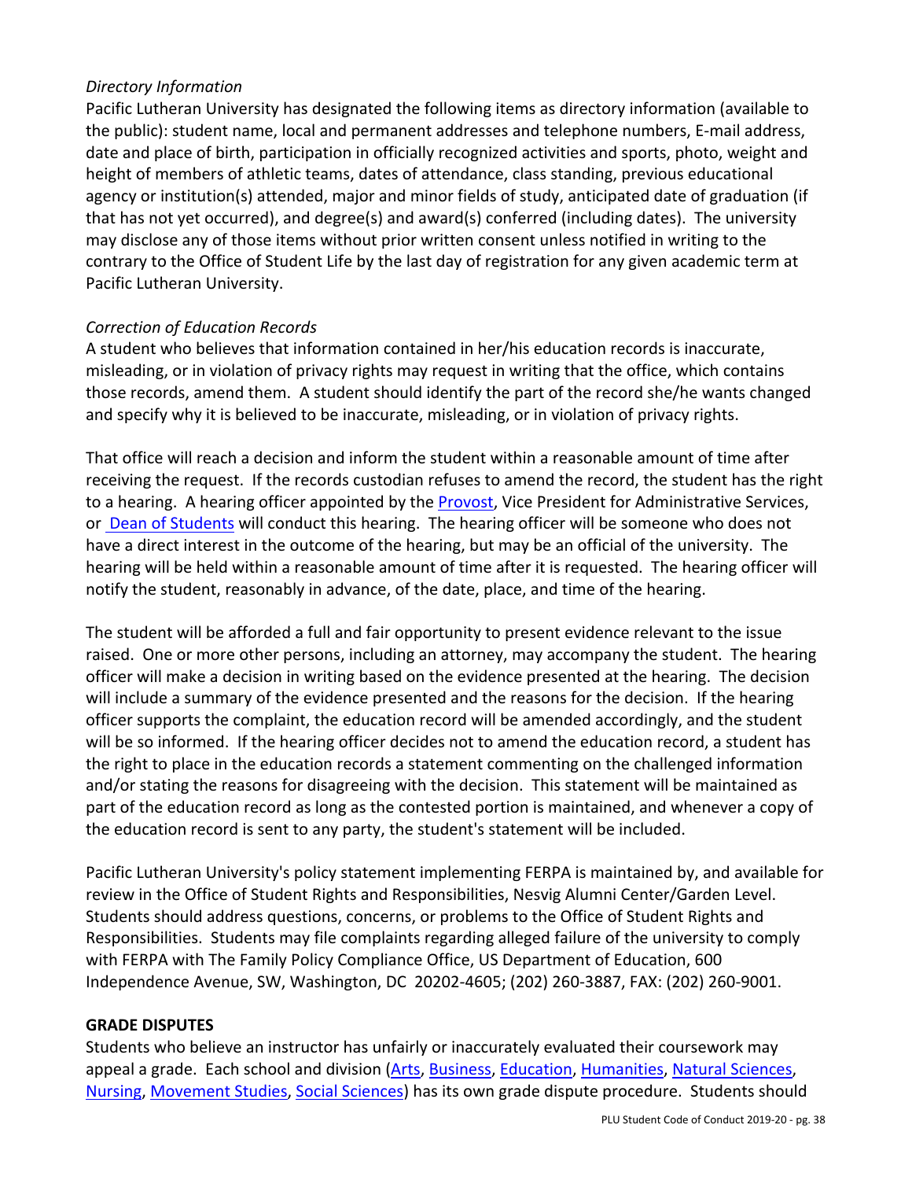*Directory Information*

Pacific Lutheran University has designated the following items as directory information (available to the public): student name, local and permanent addresses and telephone numbers, E-mail address, date and place of birth, participation in officially recognized activities and sports, photo, weight and height of members of athletic teams, dates of attendance, class standing, previous educational agency or institution(s) attended, major and minor fields of study, anticipated date of graduation (if that has not yet occurred), and degree(s) and award(s) conferred (including dates). The university may disclose any of those items without prior written consent unless notified in writing to the contrary to the Office of Student Life by the last day of registration for any given academic term at Pacific Lutheran University.

*Correction of Education Records*

A student who believes that information contained in her/his education records is inaccurate, misleading, or in violation of privacy rights may request in writing that the office, which contains those records, amend them. A student should identify the part of the record she/he wants changed and specify why it is believed to be inaccurate, misleading, or in violation of privacy rights.

That office will reach a decision and inform the student within a reasonable amount of time after receiving the request. If the records custodian refuses to amend the record, the student has the right to a hearing. A hearing officer appointed by the Provost, Vice President for Administrative Services, or Dean of Students will conduct this hearing. The hearing officer will be someone who does not have a direct interest in the outcome of the hearing, but may be an official of the university. The hearing will be held within a reasonable amount of time after it is requested. The hearing officer will notify the student, reasonably in advance, of the date, place, and time of the hearing.

The student will be afforded a full and fair opportunity to present evidence relevant to the issue raised. One or more other persons, including an attorney, may accompany the student. The hearing officer will make a decision in writing based on the evidence presented at the hearing. The decision will include a summary of the evidence presented and the reasons for the decision. If the hearing officer supports the complaint, the education record will be amended accordingly, and the student will be so informed. If the hearing officer decides not to amend the education record, a student has the right to place in the education records a statement commenting on the challenged information and/or stating the reasons for disagreeing with the decision. This statement will be maintained as part of the education record as long as the contested portion is maintained, and whenever a copy of the education record is sent to any party, the student's statement will be included.

Pacific Lutheran University's policy statement implementing FERPA is maintained by, and available for review in the Office of Student Rights and Responsibilities, Nesvig Alumni Center/Garden Level. Students should address questions, concerns, or problems to the Office of Student Rights and Responsibilities. Students may file complaints regarding alleged failure of the university to comply with FERPA with The Family Policy Compliance Office, US Department of Education, 600 Independence Avenue, SW, Washington, DC 20202-4605; (202) 260-3887, FAX: (202) 260-9001.

**GRADE DISPUTES**

Students who believe an instructor has unfairly or inaccurately evaluated their coursework may appeal a grade. Each school and division (Arts, Business, Education, Humanities, Natural Sciences, Nursing, Movement Studies, Social Sciences) has its own grade dispute procedure. Students should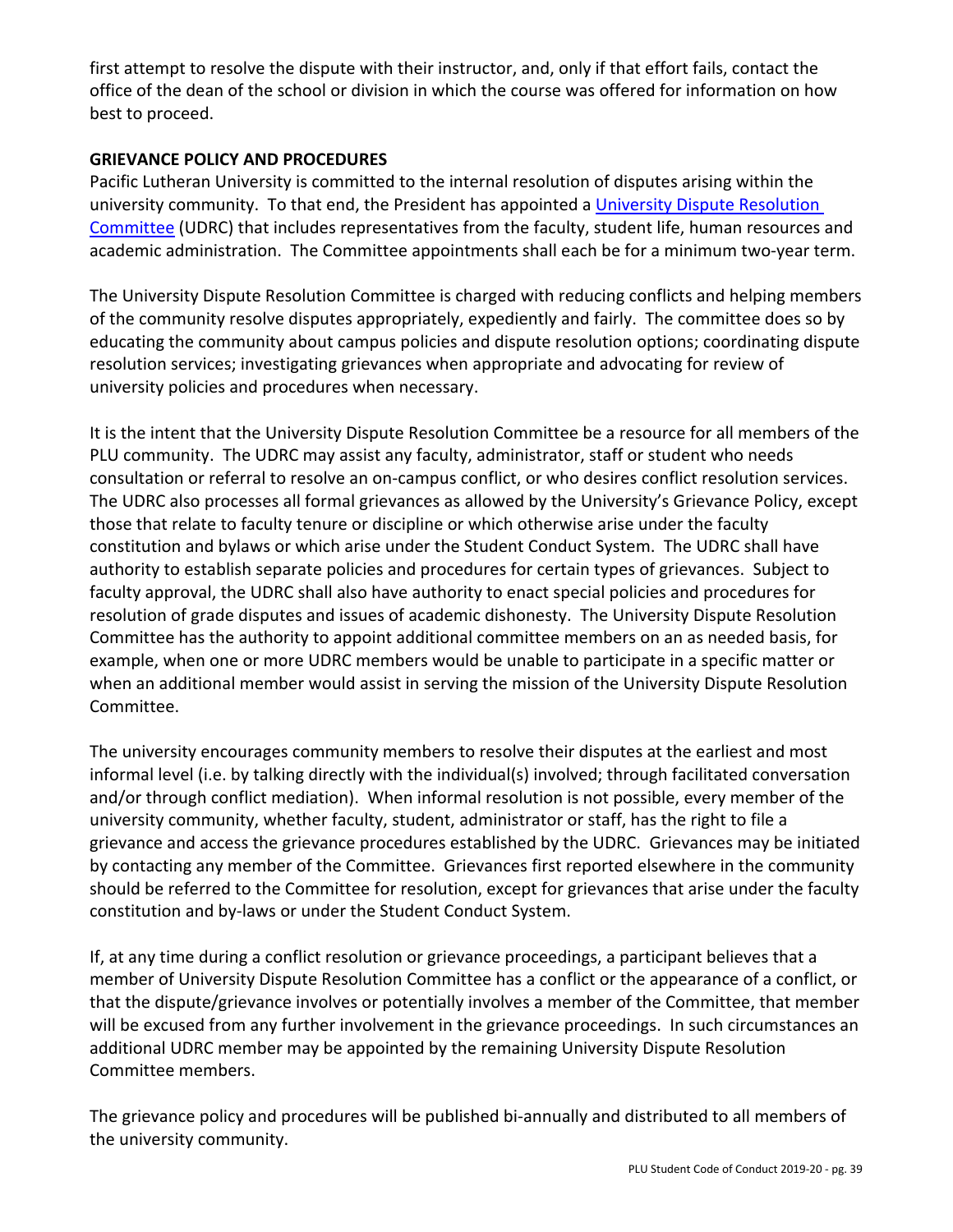first attempt to resolve the dispute with their instructor, and, only if that effort fails, contact the office of the dean of the school or division in which the course was offered for information on how best to proceed.

**GRIEVANCE POLICY AND PROCEDURES**

Pacific Lutheran University is committed to the internal resolution of disputes arising within the university community. To that end, the President has appointed a University Dispute Resolution Committee (UDRC) that includes representatives from the faculty, student life, human resources and academic administration. The Committee appointments shall each be for a minimum two-year term.

The University Dispute Resolution Committee is charged with reducing conflicts and helping members of the community resolve disputes appropriately, expediently and fairly. The committee does so by educating the community about campus policies and dispute resolution options; coordinating dispute resolution services; investigating grievances when appropriate and advocating for review of university policies and procedures when necessary.

It is the intent that the University Dispute Resolution Committee be a resource for all members of the PLU community. The UDRC may assist any faculty, administrator, staff or student who needs consultation or referral to resolve an on-campus conflict, or who desires conflict resolution services. The UDRC also processes all formal grievances as allowed by the University's Grievance Policy, except those that relate to faculty tenure or discipline or which otherwise arise under the faculty constitution and bylaws or which arise under the Student Conduct System. The UDRC shall have authority to establish separate policies and procedures for certain types of grievances. Subject to faculty approval, the UDRC shall also have authority to enact special policies and procedures for resolution of grade disputes and issues of academic dishonesty. The University Dispute Resolution Committee has the authority to appoint additional committee members on an as needed basis, for example, when one or more UDRC members would be unable to participate in a specific matter or when an additional member would assist in serving the mission of the University Dispute Resolution Committee.

The university encourages community members to resolve their disputes at the earliest and most informal level (i.e. by talking directly with the individual(s) involved; through facilitated conversation and/or through conflict mediation). When informal resolution is not possible, every member of the university community, whether faculty, student, administrator or staff, has the right to file a grievance and access the grievance procedures established by the UDRC. Grievances may be initiated by contacting any member of the Committee. Grievances first reported elsewhere in the community should be referred to the Committee for resolution, except for grievances that arise under the faculty constitution and by-laws or under the Student Conduct System.

If, at any time during a conflict resolution or grievance proceedings, a participant believes that a member of University Dispute Resolution Committee has a conflict or the appearance of a conflict, or that the dispute/grievance involves or potentially involves a member of the Committee, that member will be excused from any further involvement in the grievance proceedings. In such circumstances an additional UDRC member may be appointed by the remaining University Dispute Resolution Committee members.

The grievance policy and procedures will be published bi-annually and distributed to all members of the university community.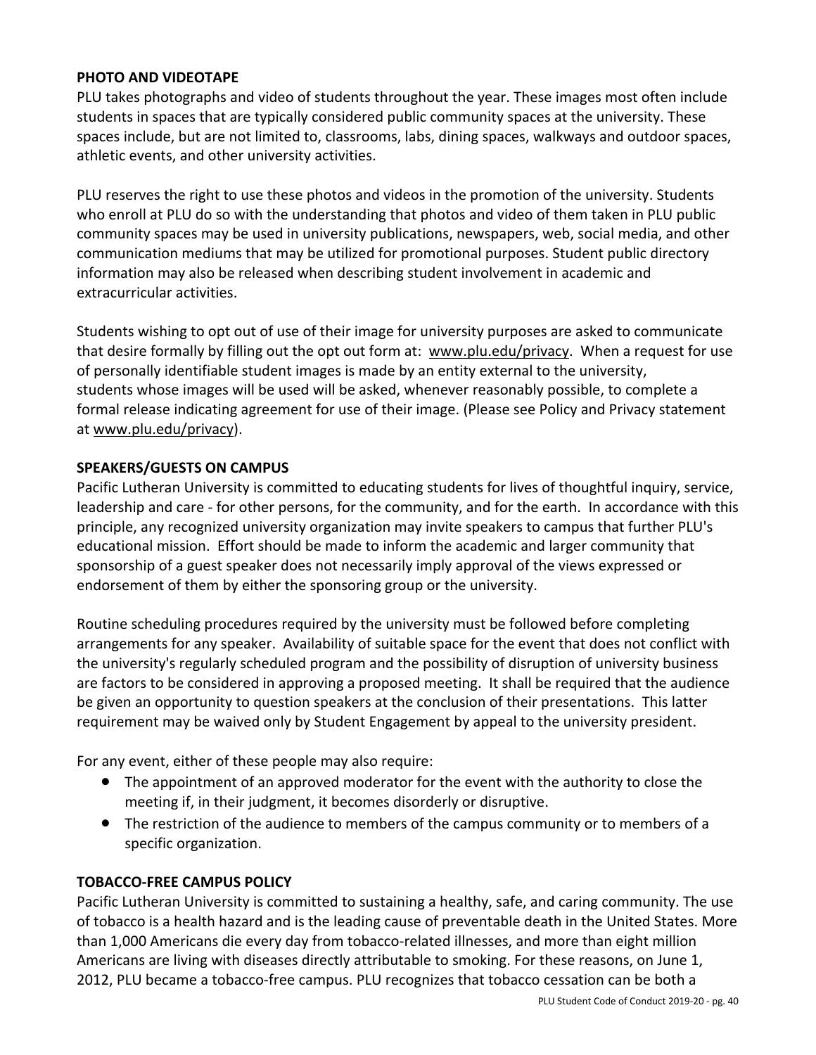## PHOTO AND VIDEOTAPE

PLU takes photographs and video of students throughout the year. These images most often include students in spaces that are typically considered public community spaces at the university. These spaces include, but are not limited to, classrooms, labs, dining spaces, walkways and outdoor spaces, athletic events, and other university activities.

PLU reserves the right to use these photos and videos in the promotion of the university. Students who enroll at PLU do so with the understanding that photos and video of them taken in PLU public community spaces may be used in university publications, newspapers, web, social media, and other communication mediums that may be utilized for promotional purposes. Student public directory information may also be released when describing student involvement in academic and extracurricular activities.

Students wishing to opt out of use of their image for university purposes are asked to communicate that desire formally by filling out the opt out form at: www.plu.edu/privacy. When a request for use of personally identifiable student images is made by an entity external to the university, students whose images will be used will be asked, whenever reasonably possible, to complete a formal release indicating agreement for use of their image. (Please see Policy and Privacy statement at www.plu.edu/privacy).

## SPEAKERS/GUESTS ON CAMPUS

Pacific Lutheran University is committed to educating students for lives of thoughtful inquiry, service, leadership and care - for other persons, for the community, and for the earth. In accordance with this principle, any recognized university organization may invite speakers to campus that further PLU's educational mission. Effort should be made to inform the academic and larger community that sponsorship of a guest speaker does not necessarily imply approval of the views expressed or endorsement of them by either the sponsoring group or the university.

Routine scheduling procedures required by the university must be followed before completing arrangements for any speaker. Availability of suitable space for the event that does not conflict with the university's regularly scheduled program and the possibility of disruption of university business are factors to be considered in approving a proposed meeting. It shall be required that the audience be given an opportunity to question speakers at the conclusion of their presentations. This latter requirement may be waived only by Student Engagement by appeal to the university president.

For any event, either of these people may also require:

- The appointment of an approved moderator for the event with the authority to close the meeting if, in their judgment, it becomes disorderly or disruptive.
- The restriction of the audience to members of the campus community or to members of a specific organization.

## TOBACCO-FREE CAMPUS POLICY

Pacific Lutheran University is committed to sustaining a healthy, safe, and caring community. The use of tobacco is a health hazard and is the leading cause of preventable death in the United States. More than 1,000 Americans die every day from tobacco-related illnesses, and more than eight million Americans are living with diseases directly attributable to smoking. For these reasons, on June 1, 2012, PLU became a tobacco-free campus. PLU recognizes that tobacco cessation can be both a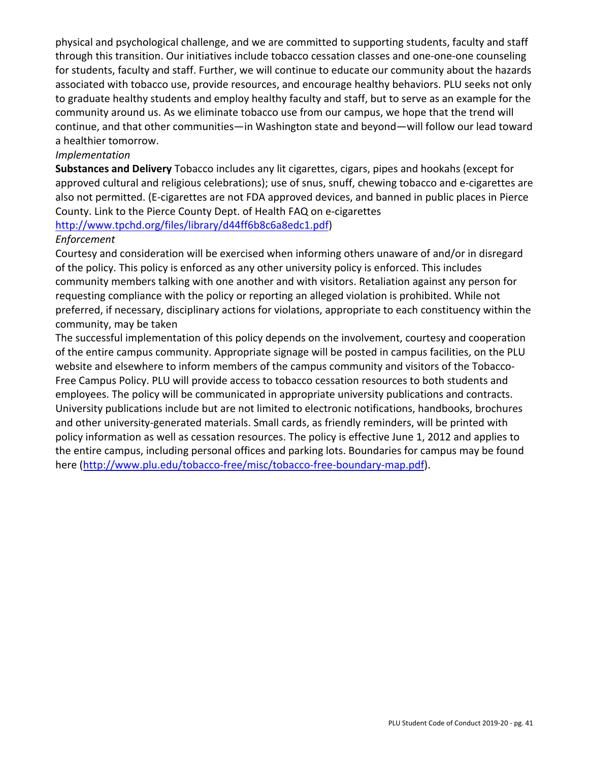physical and psychological challenge, and we are committed to supporting students, faculty and staff through this transition. Our initiatives include tobacco cessation classes and one-one-one counseling for students, faculty and staff. Further, we will continue to educate our community about the hazards associated with tobacco use, provide resources, and encourage healthy behaviors. PLU seeks not only to graduate healthy students and employ healthy faculty and staff, but to serve as an example for the community around us. As we eliminate tobacco use from our campus, we hope that the trend will continue, and that other communities—in Washington state and beyond—will follow our lead toward a healthier tomorrow.

*Implementation*

**Substances and Delivery** Tobacco includes any lit cigarettes, cigars, pipes and hookahs (except for approved cultural and religious celebrations); use of snus, snuff, chewing tobacco and e-cigarettes are also not permitted. (E-cigarettes are not FDA approved devices, and banned in public places in Pierce County. Link to the Pierce County Dept. of Health FAQ on e-cigarettes http://www.tpchd.org/files/library/d44ff6b8c6a8edc1.pdf)

*Enforcement*

Courtesy and consideration will be exercised when informing others unaware of and/or in disregard of the policy. This policy is enforced as any other university policy is enforced. This includes community members talking with one another and with visitors. Retaliation against any person for requesting compliance with the policy or reporting an alleged violation is prohibited. While not preferred, if necessary, disciplinary actions for violations, appropriate to each constituency within the community, may be taken

The successful implementation of this policy depends on the involvement, courtesy and cooperation of the entire campus community. Appropriate signage will be posted in campus facilities, on the PLU website and elsewhere to inform members of the campus community and visitors of the Tobacco-Free Campus Policy. PLU will provide access to tobacco cessation resources to both students and employees. The policy will be communicated in appropriate university publications and contracts. University publications include but are not limited to electronic notifications, handbooks, brochures and other university-generated materials. Small cards, as friendly reminders, will be printed with policy information as well as cessation resources. The policy is effective June 1, 2012 and applies to the entire campus, including personal offices and parking lots. Boundaries for campus may be found here (http://www.plu.edu/tobacco-free/misc/tobacco-free-boundary-map.pdf).